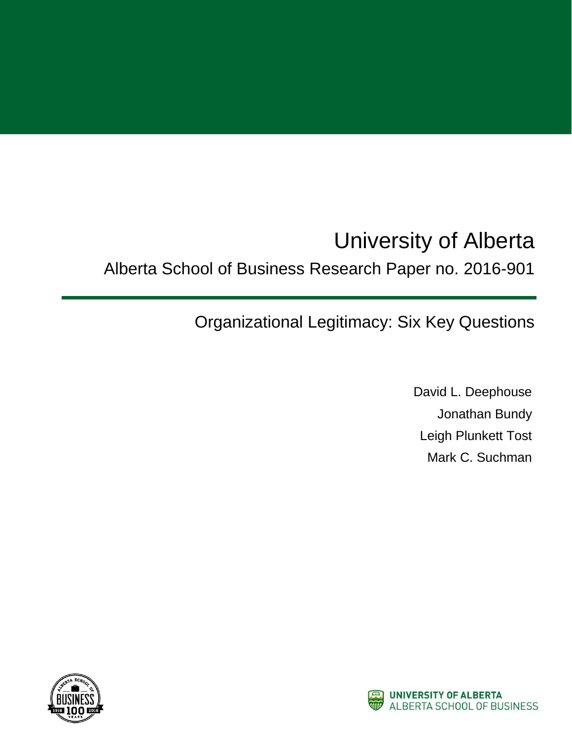# University of Alberta

## Alberta School of Business Research Paper no. 2016-901

## Organizational Legitimacy: Six Key Questions

David L. Deephouse

Jonathan Bundy

Leigh Plunkett Tost

Mark C. Suchman

UNIVERSITY OF ALBERTA
ALBERTA SCHOOL OF BUSINESS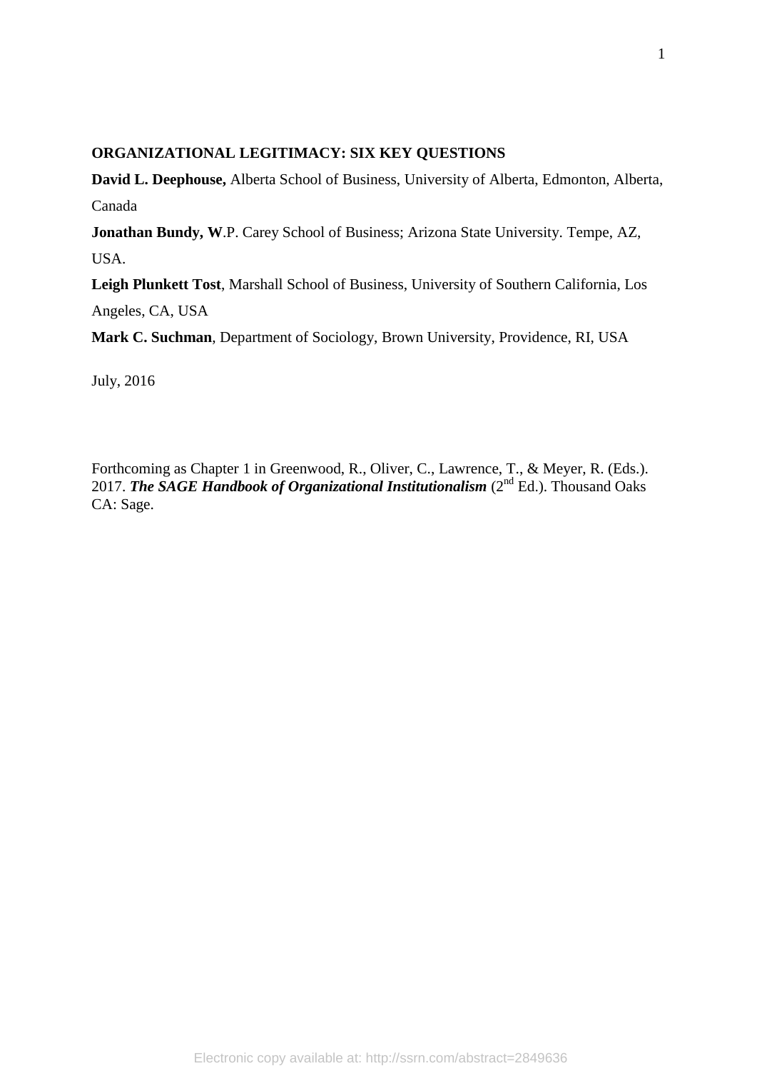**ORGANIZATIONAL LEGITIMACY: SIX KEY QUESTIONS**

**David L. Deephouse,** Alberta School of Business, University of Alberta, Edmonton, Alberta, Canada

**Jonathan Bundy, W**.P. Carey School of Business; Arizona State University. Tempe, AZ, USA.

**Leigh Plunkett Tost**, Marshall School of Business, University of Southern California, Los Angeles, CA, USA

**Mark C. Suchman**, Department of Sociology, Brown University, Providence, RI, USA

July, 2016

Forthcoming as Chapter 1 in Greenwood, R., Oliver, C., Lawrence, T., & Meyer, R. (Eds.). 2017. ***The SAGE Handbook of Organizational Institutionalism*** (2nd Ed.). Thousand Oaks CA: Sage.

Electronic copy available at: http://ssrn.com/abstract=2849636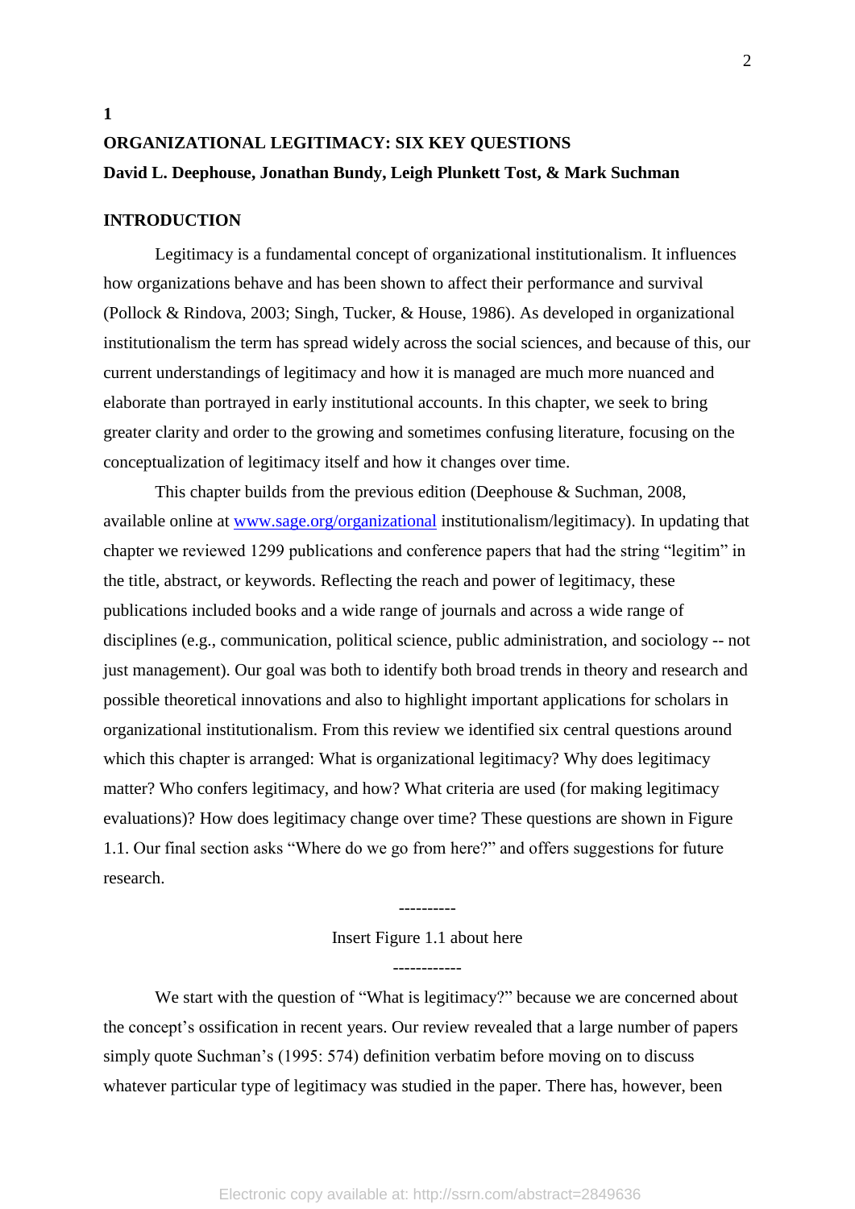**1**

# ORGANIZATIONAL LEGITIMACY: SIX KEY QUESTIONS

**David L. Deephouse, Jonathan Bundy, Leigh Plunkett Tost, & Mark Suchman**

## INTRODUCTION

Legitimacy is a fundamental concept of organizational institutionalism. It influences how organizations behave and has been shown to affect their performance and survival (Pollock & Rindova, 2003; Singh, Tucker, & House, 1986). As developed in organizational institutionalism the term has spread widely across the social sciences, and because of this, our current understandings of legitimacy and how it is managed are much more nuanced and elaborate than portrayed in early institutional accounts. In this chapter, we seek to bring greater clarity and order to the growing and sometimes confusing literature, focusing on the conceptualization of legitimacy itself and how it changes over time.

This chapter builds from the previous edition (Deephouse & Suchman, 2008, available online at [www.sage.org/organizational](www.sage.org/organizational) institutionalism/legitimacy). In updating that chapter we reviewed 1299 publications and conference papers that had the string "legitim" in the title, abstract, or keywords. Reflecting the reach and power of legitimacy, these publications included books and a wide range of journals and across a wide range of disciplines (e.g., communication, political science, public administration, and sociology -- not just management). Our goal was both to identify both broad trends in theory and research and possible theoretical innovations and also to highlight important applications for scholars in organizational institutionalism. From this review we identified six central questions around which this chapter is arranged: What is organizational legitimacy? Why does legitimacy matter? Who confers legitimacy, and how? What criteria are used (for making legitimacy evaluations)? How does legitimacy change over time? These questions are shown in Figure 1.1. Our final section asks "Where do we go from here?" and offers suggestions for future research.

----------

Insert Figure 1.1 about here

------------

We start with the question of "What is legitimacy?" because we are concerned about the concept's ossification in recent years. Our review revealed that a large number of papers simply quote Suchman's (1995: 574) definition verbatim before moving on to discuss whatever particular type of legitimacy was studied in the paper. There has, however, been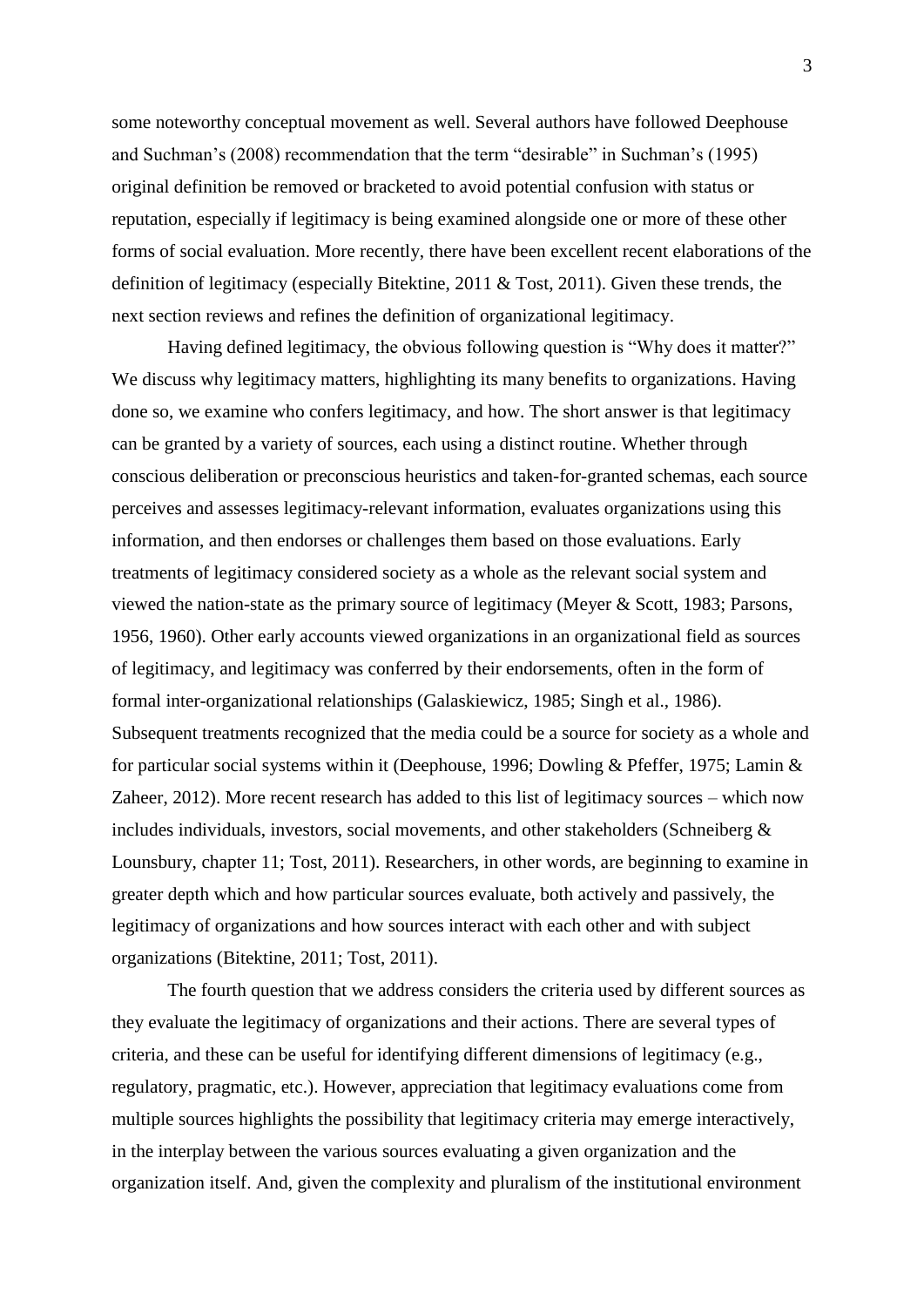some noteworthy conceptual movement as well. Several authors have followed Deephouse and Suchman's (2008) recommendation that the term "desirable" in Suchman's (1995) original definition be removed or bracketed to avoid potential confusion with status or reputation, especially if legitimacy is being examined alongside one or more of these other forms of social evaluation. More recently, there have been excellent recent elaborations of the definition of legitimacy (especially Bitektine, 2011 & Tost, 2011). Given these trends, the next section reviews and refines the definition of organizational legitimacy.

Having defined legitimacy, the obvious following question is "Why does it matter?" We discuss why legitimacy matters, highlighting its many benefits to organizations. Having done so, we examine who confers legitimacy, and how. The short answer is that legitimacy can be granted by a variety of sources, each using a distinct routine. Whether through conscious deliberation or preconscious heuristics and taken-for-granted schemas, each source perceives and assesses legitimacy-relevant information, evaluates organizations using this information, and then endorses or challenges them based on those evaluations. Early treatments of legitimacy considered society as a whole as the relevant social system and viewed the nation-state as the primary source of legitimacy (Meyer & Scott, 1983; Parsons, 1956, 1960). Other early accounts viewed organizations in an organizational field as sources of legitimacy, and legitimacy was conferred by their endorsements, often in the form of formal inter-organizational relationships (Galaskiewicz, 1985; Singh et al., 1986). Subsequent treatments recognized that the media could be a source for society as a whole and for particular social systems within it (Deephouse, 1996; Dowling & Pfeffer, 1975; Lamin & Zaheer, 2012). More recent research has added to this list of legitimacy sources – which now includes individuals, investors, social movements, and other stakeholders (Schneiberg & Lounsbury, chapter 11; Tost, 2011). Researchers, in other words, are beginning to examine in greater depth which and how particular sources evaluate, both actively and passively, the legitimacy of organizations and how sources interact with each other and with subject organizations (Bitektine, 2011; Tost, 2011).

The fourth question that we address considers the criteria used by different sources as they evaluate the legitimacy of organizations and their actions. There are several types of criteria, and these can be useful for identifying different dimensions of legitimacy (e.g., regulatory, pragmatic, etc.). However, appreciation that legitimacy evaluations come from multiple sources highlights the possibility that legitimacy criteria may emerge interactively, in the interplay between the various sources evaluating a given organization and the organization itself. And, given the complexity and pluralism of the institutional environment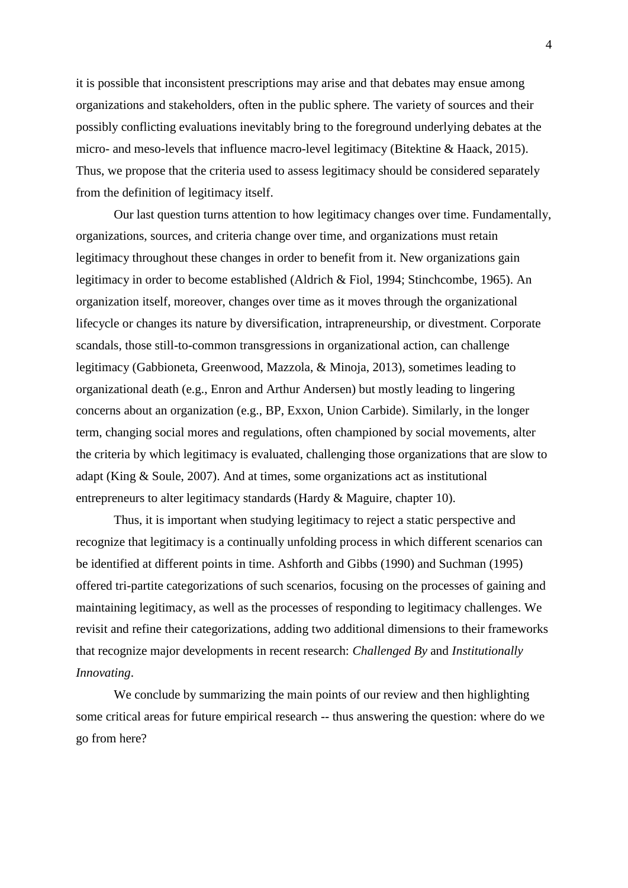it is possible that inconsistent prescriptions may arise and that debates may ensue among organizations and stakeholders, often in the public sphere. The variety of sources and their possibly conflicting evaluations inevitably bring to the foreground underlying debates at the micro- and meso-levels that influence macro-level legitimacy (Bitektine & Haack, 2015). Thus, we propose that the criteria used to assess legitimacy should be considered separately from the definition of legitimacy itself.

Our last question turns attention to how legitimacy changes over time. Fundamentally, organizations, sources, and criteria change over time, and organizations must retain legitimacy throughout these changes in order to benefit from it. New organizations gain legitimacy in order to become established (Aldrich & Fiol, 1994; Stinchcombe, 1965). An organization itself, moreover, changes over time as it moves through the organizational lifecycle or changes its nature by diversification, intrapreneurship, or divestment. Corporate scandals, those still-to-common transgressions in organizational action, can challenge legitimacy (Gabbioneta, Greenwood, Mazzola, & Minoja, 2013), sometimes leading to organizational death (e.g., Enron and Arthur Andersen) but mostly leading to lingering concerns about an organization (e.g., BP, Exxon, Union Carbide). Similarly, in the longer term, changing social mores and regulations, often championed by social movements, alter the criteria by which legitimacy is evaluated, challenging those organizations that are slow to adapt (King & Soule, 2007). And at times, some organizations act as institutional entrepreneurs to alter legitimacy standards (Hardy & Maguire, chapter 10).

Thus, it is important when studying legitimacy to reject a static perspective and recognize that legitimacy is a continually unfolding process in which different scenarios can be identified at different points in time. Ashforth and Gibbs (1990) and Suchman (1995) offered tri-partite categorizations of such scenarios, focusing on the processes of gaining and maintaining legitimacy, as well as the processes of responding to legitimacy challenges. We revisit and refine their categorizations, adding two additional dimensions to their frameworks that recognize major developments in recent research: *Challenged By* and *Institutionally Innovating*.

We conclude by summarizing the main points of our review and then highlighting some critical areas for future empirical research -- thus answering the question: where do we go from here?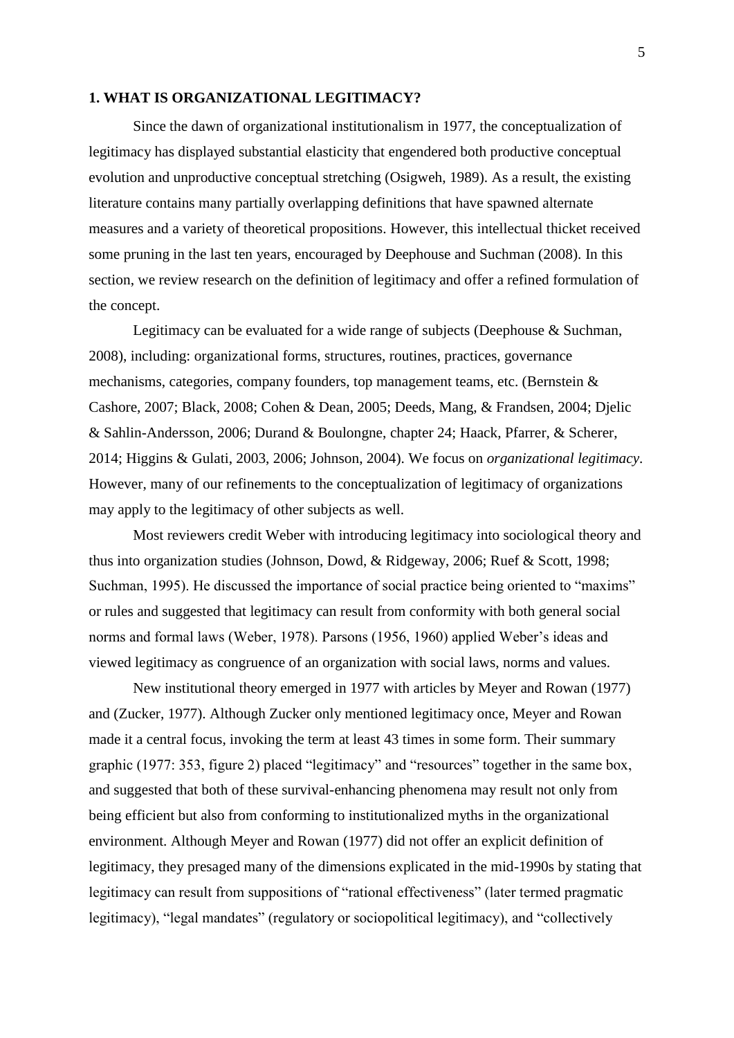## 1. WHAT IS ORGANIZATIONAL LEGITIMACY?

Since the dawn of organizational institutionalism in 1977, the conceptualization of legitimacy has displayed substantial elasticity that engendered both productive conceptual evolution and unproductive conceptual stretching (Osigweh, 1989). As a result, the existing literature contains many partially overlapping definitions that have spawned alternate measures and a variety of theoretical propositions. However, this intellectual thicket received some pruning in the last ten years, encouraged by Deephouse and Suchman (2008). In this section, we review research on the definition of legitimacy and offer a refined formulation of the concept.

Legitimacy can be evaluated for a wide range of subjects (Deephouse & Suchman, 2008), including: organizational forms, structures, routines, practices, governance mechanisms, categories, company founders, top management teams, etc. (Bernstein & Cashore, 2007; Black, 2008; Cohen & Dean, 2005; Deeds, Mang, & Frandsen, 2004; Djelic & Sahlin-Andersson, 2006; Durand & Boulongne, chapter 24; Haack, Pfarrer, & Scherer, 2014; Higgins & Gulati, 2003, 2006; Johnson, 2004). We focus on *organizational legitimacy*. However, many of our refinements to the conceptualization of legitimacy of organizations may apply to the legitimacy of other subjects as well.

Most reviewers credit Weber with introducing legitimacy into sociological theory and thus into organization studies (Johnson, Dowd, & Ridgeway, 2006; Ruef & Scott, 1998; Suchman, 1995). He discussed the importance of social practice being oriented to "maxims" or rules and suggested that legitimacy can result from conformity with both general social norms and formal laws (Weber, 1978). Parsons (1956, 1960) applied Weber's ideas and viewed legitimacy as congruence of an organization with social laws, norms and values.

New institutional theory emerged in 1977 with articles by Meyer and Rowan (1977) and (Zucker, 1977). Although Zucker only mentioned legitimacy once, Meyer and Rowan made it a central focus, invoking the term at least 43 times in some form. Their summary graphic (1977: 353, figure 2) placed "legitimacy" and "resources" together in the same box, and suggested that both of these survival-enhancing phenomena may result not only from being efficient but also from conforming to institutionalized myths in the organizational environment. Although Meyer and Rowan (1977) did not offer an explicit definition of legitimacy, they presaged many of the dimensions explicated in the mid-1990s by stating that legitimacy can result from suppositions of "rational effectiveness" (later termed pragmatic legitimacy), "legal mandates" (regulatory or sociopolitical legitimacy), and "collectively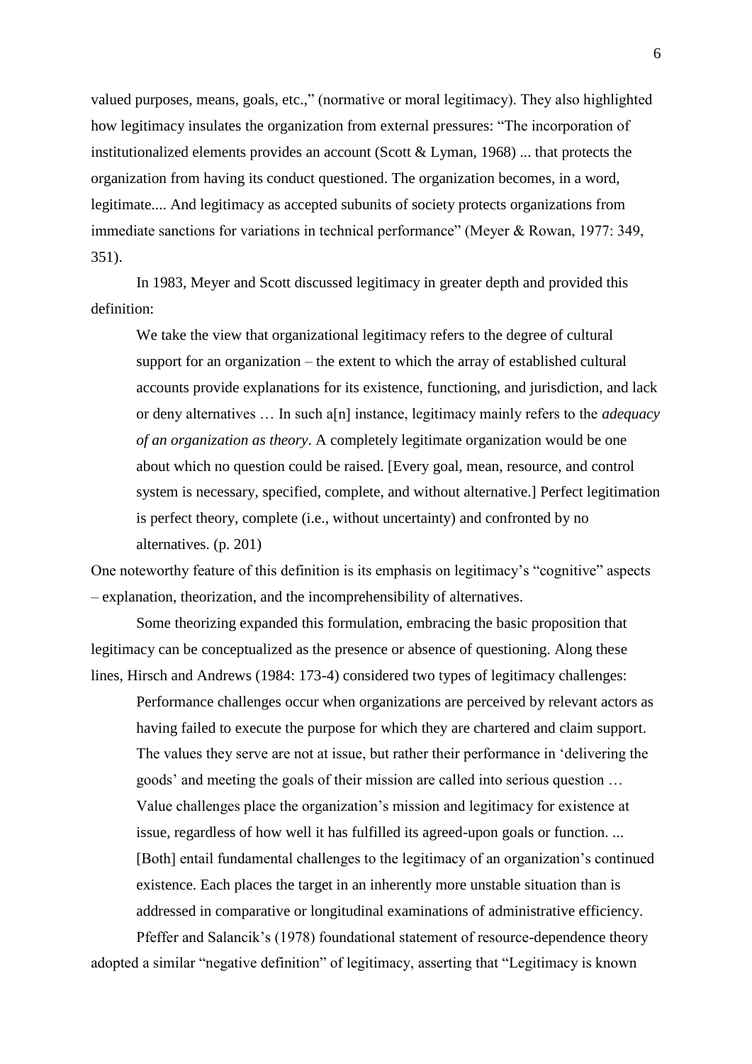valued purposes, means, goals, etc.," (normative or moral legitimacy). They also highlighted how legitimacy insulates the organization from external pressures: "The incorporation of institutionalized elements provides an account (Scott & Lyman, 1968) ... that protects the organization from having its conduct questioned. The organization becomes, in a word, legitimate.... And legitimacy as accepted subunits of society protects organizations from immediate sanctions for variations in technical performance" (Meyer & Rowan, 1977: 349, 351).

In 1983, Meyer and Scott discussed legitimacy in greater depth and provided this definition:

> We take the view that organizational legitimacy refers to the degree of cultural support for an organization – the extent to which the array of established cultural accounts provide explanations for its existence, functioning, and jurisdiction, and lack or deny alternatives … In such a[n] instance, legitimacy mainly refers to the *adequacy of an organization as theory*. A completely legitimate organization would be one about which no question could be raised. [Every goal, mean, resource, and control system is necessary, specified, complete, and without alternative.] Perfect legitimation is perfect theory, complete (i.e., without uncertainty) and confronted by no alternatives. (p. 201)

One noteworthy feature of this definition is its emphasis on legitimacy's "cognitive" aspects – explanation, theorization, and the incomprehensibility of alternatives.

Some theorizing expanded this formulation, embracing the basic proposition that legitimacy can be conceptualized as the presence or absence of questioning. Along these lines, Hirsch and Andrews (1984: 173-4) considered two types of legitimacy challenges:

> Performance challenges occur when organizations are perceived by relevant actors as having failed to execute the purpose for which they are chartered and claim support. The values they serve are not at issue, but rather their performance in 'delivering the goods' and meeting the goals of their mission are called into serious question … Value challenges place the organization's mission and legitimacy for existence at issue, regardless of how well it has fulfilled its agreed-upon goals or function. ... [Both] entail fundamental challenges to the legitimacy of an organization's continued existence. Each places the target in an inherently more unstable situation than is addressed in comparative or longitudinal examinations of administrative efficiency.

Pfeffer and Salancik's (1978) foundational statement of resource-dependence theory adopted a similar "negative definition" of legitimacy, asserting that "Legitimacy is known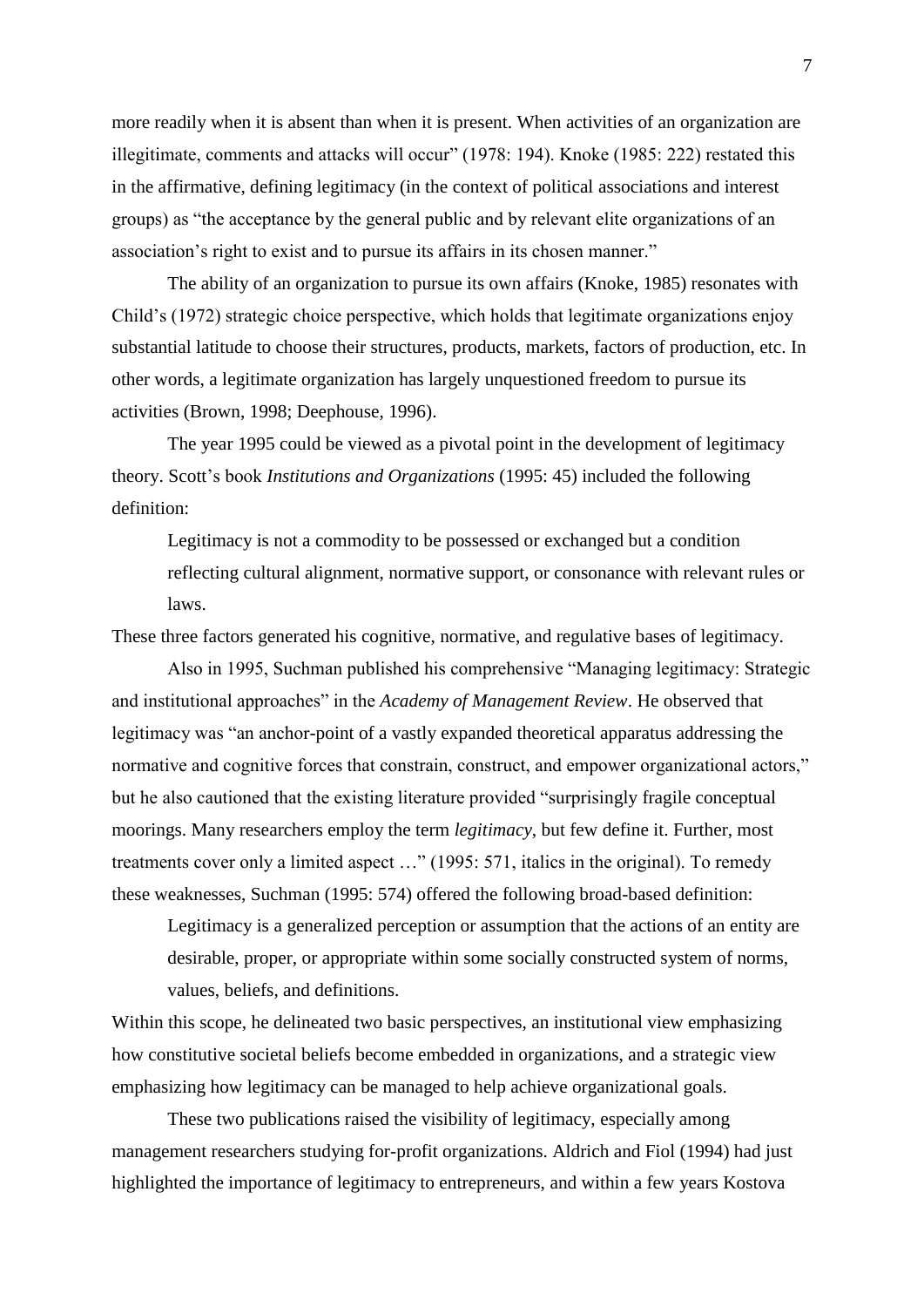more readily when it is absent than when it is present. When activities of an organization are illegitimate, comments and attacks will occur" (1978: 194). Knoke (1985: 222) restated this in the affirmative, defining legitimacy (in the context of political associations and interest groups) as "the acceptance by the general public and by relevant elite organizations of an association's right to exist and to pursue its affairs in its chosen manner."

The ability of an organization to pursue its own affairs (Knoke, 1985) resonates with Child's (1972) strategic choice perspective, which holds that legitimate organizations enjoy substantial latitude to choose their structures, products, markets, factors of production, etc. In other words, a legitimate organization has largely unquestioned freedom to pursue its activities (Brown, 1998; Deephouse, 1996).

The year 1995 could be viewed as a pivotal point in the development of legitimacy theory. Scott's book *Institutions and Organizations* (1995: 45) included the following definition:

> Legitimacy is not a commodity to be possessed or exchanged but a condition reflecting cultural alignment, normative support, or consonance with relevant rules or laws.

These three factors generated his cognitive, normative, and regulative bases of legitimacy.

Also in 1995, Suchman published his comprehensive "Managing legitimacy: Strategic and institutional approaches" in the *Academy of Management Review*. He observed that legitimacy was "an anchor-point of a vastly expanded theoretical apparatus addressing the normative and cognitive forces that constrain, construct, and empower organizational actors," but he also cautioned that the existing literature provided "surprisingly fragile conceptual moorings. Many researchers employ the term *legitimacy*, but few define it. Further, most treatments cover only a limited aspect …" (1995: 571, italics in the original). To remedy these weaknesses, Suchman (1995: 574) offered the following broad-based definition:

> Legitimacy is a generalized perception or assumption that the actions of an entity are desirable, proper, or appropriate within some socially constructed system of norms, values, beliefs, and definitions.

Within this scope, he delineated two basic perspectives, an institutional view emphasizing how constitutive societal beliefs become embedded in organizations, and a strategic view emphasizing how legitimacy can be managed to help achieve organizational goals.

These two publications raised the visibility of legitimacy, especially among management researchers studying for-profit organizations. Aldrich and Fiol (1994) had just highlighted the importance of legitimacy to entrepreneurs, and within a few years Kostova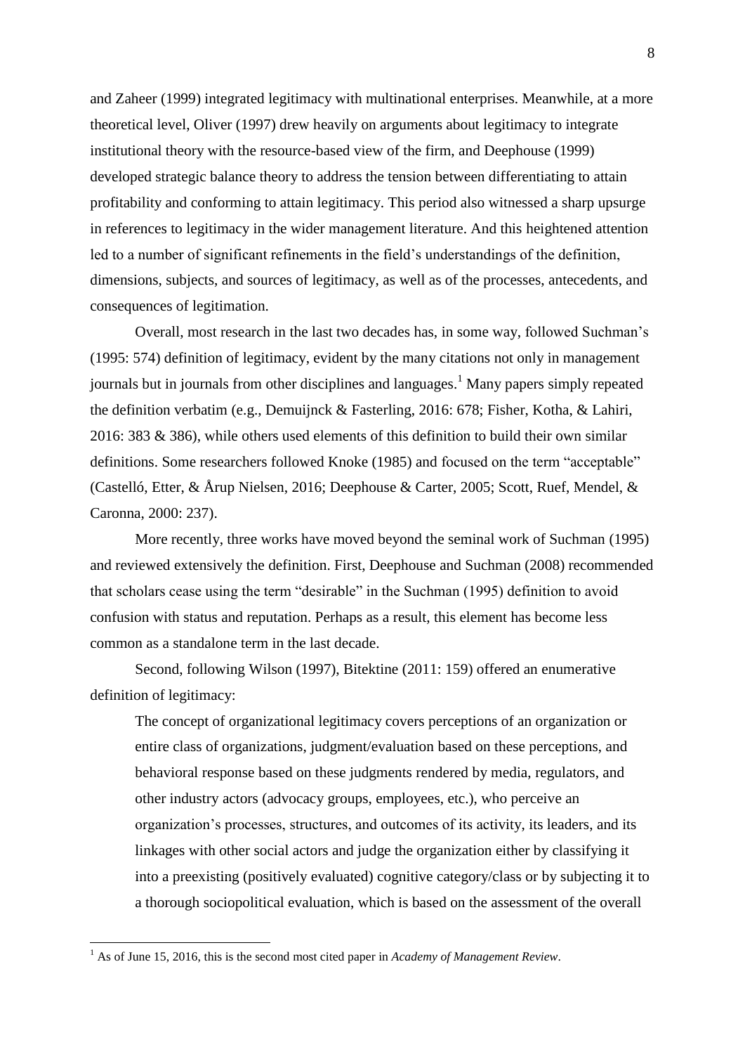and Zaheer (1999) integrated legitimacy with multinational enterprises. Meanwhile, at a more theoretical level, Oliver (1997) drew heavily on arguments about legitimacy to integrate institutional theory with the resource-based view of the firm, and Deephouse (1999) developed strategic balance theory to address the tension between differentiating to attain profitability and conforming to attain legitimacy. This period also witnessed a sharp upsurge in references to legitimacy in the wider management literature. And this heightened attention led to a number of significant refinements in the field's understandings of the definition, dimensions, subjects, and sources of legitimacy, as well as of the processes, antecedents, and consequences of legitimation.

Overall, most research in the last two decades has, in some way, followed Suchman's (1995: 574) definition of legitimacy, evident by the many citations not only in management journals but in journals from other disciplines and languages.[1] Many papers simply repeated the definition verbatim (e.g., Demuijnck & Fasterling, 2016: 678; Fisher, Kotha, & Lahiri, 2016: 383 & 386), while others used elements of this definition to build their own similar definitions. Some researchers followed Knoke (1985) and focused on the term "acceptable" (Castelló, Etter, & Årup Nielsen, 2016; Deephouse & Carter, 2005; Scott, Ruef, Mendel, & Caronna, 2000: 237).

More recently, three works have moved beyond the seminal work of Suchman (1995) and reviewed extensively the definition. First, Deephouse and Suchman (2008) recommended that scholars cease using the term "desirable" in the Suchman (1995) definition to avoid confusion with status and reputation. Perhaps as a result, this element has become less common as a standalone term in the last decade.

Second, following Wilson (1997), Bitektine (2011: 159) offered an enumerative definition of legitimacy:

> The concept of organizational legitimacy covers perceptions of an organization or entire class of organizations, judgment/evaluation based on these perceptions, and behavioral response based on these judgments rendered by media, regulators, and other industry actors (advocacy groups, employees, etc.), who perceive an organization's processes, structures, and outcomes of its activity, its leaders, and its linkages with other social actors and judge the organization either by classifying it into a preexisting (positively evaluated) cognitive category/class or by subjecting it to a thorough sociopolitical evaluation, which is based on the assessment of the overall

[1] As of June 15, 2016, this is the second most cited paper in *Academy of Management Review*.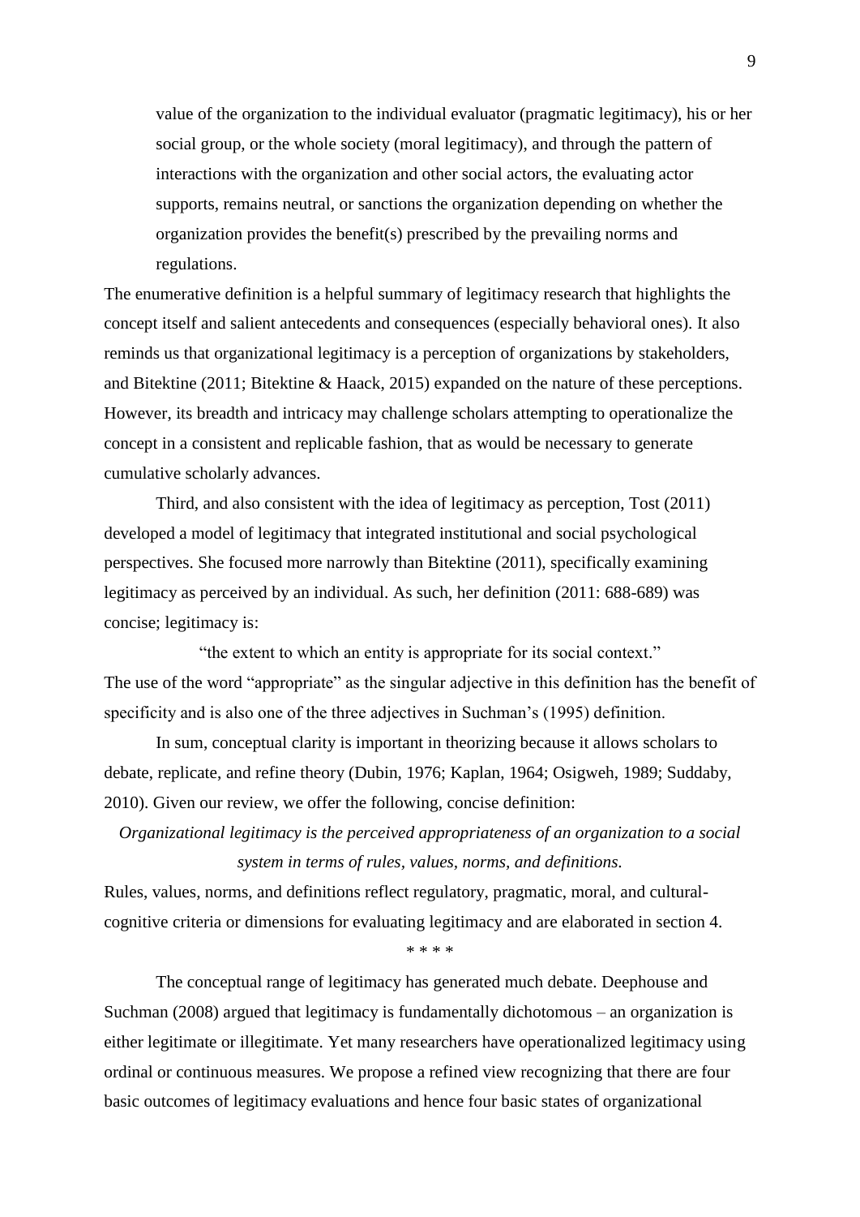value of the organization to the individual evaluator (pragmatic legitimacy), his or her social group, or the whole society (moral legitimacy), and through the pattern of interactions with the organization and other social actors, the evaluating actor supports, remains neutral, or sanctions the organization depending on whether the organization provides the benefit(s) prescribed by the prevailing norms and regulations.

The enumerative definition is a helpful summary of legitimacy research that highlights the concept itself and salient antecedents and consequences (especially behavioral ones). It also reminds us that organizational legitimacy is a perception of organizations by stakeholders, and Bitektine (2011; Bitektine & Haack, 2015) expanded on the nature of these perceptions. However, its breadth and intricacy may challenge scholars attempting to operationalize the concept in a consistent and replicable fashion, that as would be necessary to generate cumulative scholarly advances.

Third, and also consistent with the idea of legitimacy as perception, Tost (2011) developed a model of legitimacy that integrated institutional and social psychological perspectives. She focused more narrowly than Bitektine (2011), specifically examining legitimacy as perceived by an individual. As such, her definition (2011: 688-689) was concise; legitimacy is:

"the extent to which an entity is appropriate for its social context."

The use of the word "appropriate" as the singular adjective in this definition has the benefit of specificity and is also one of the three adjectives in Suchman's (1995) definition.

In sum, conceptual clarity is important in theorizing because it allows scholars to debate, replicate, and refine theory (Dubin, 1976; Kaplan, 1964; Osigweh, 1989; Suddaby, 2010). Given our review, we offer the following, concise definition:

*Organizational legitimacy is the perceived appropriateness of an organization to a social system in terms of rules, values, norms, and definitions.*

Rules, values, norms, and definitions reflect regulatory, pragmatic, moral, and cultural-cognitive criteria or dimensions for evaluating legitimacy and are elaborated in section 4.

\* \* \* \*

The conceptual range of legitimacy has generated much debate. Deephouse and Suchman (2008) argued that legitimacy is fundamentally dichotomous – an organization is either legitimate or illegitimate. Yet many researchers have operationalized legitimacy using ordinal or continuous measures. We propose a refined view recognizing that there are four basic outcomes of legitimacy evaluations and hence four basic states of organizational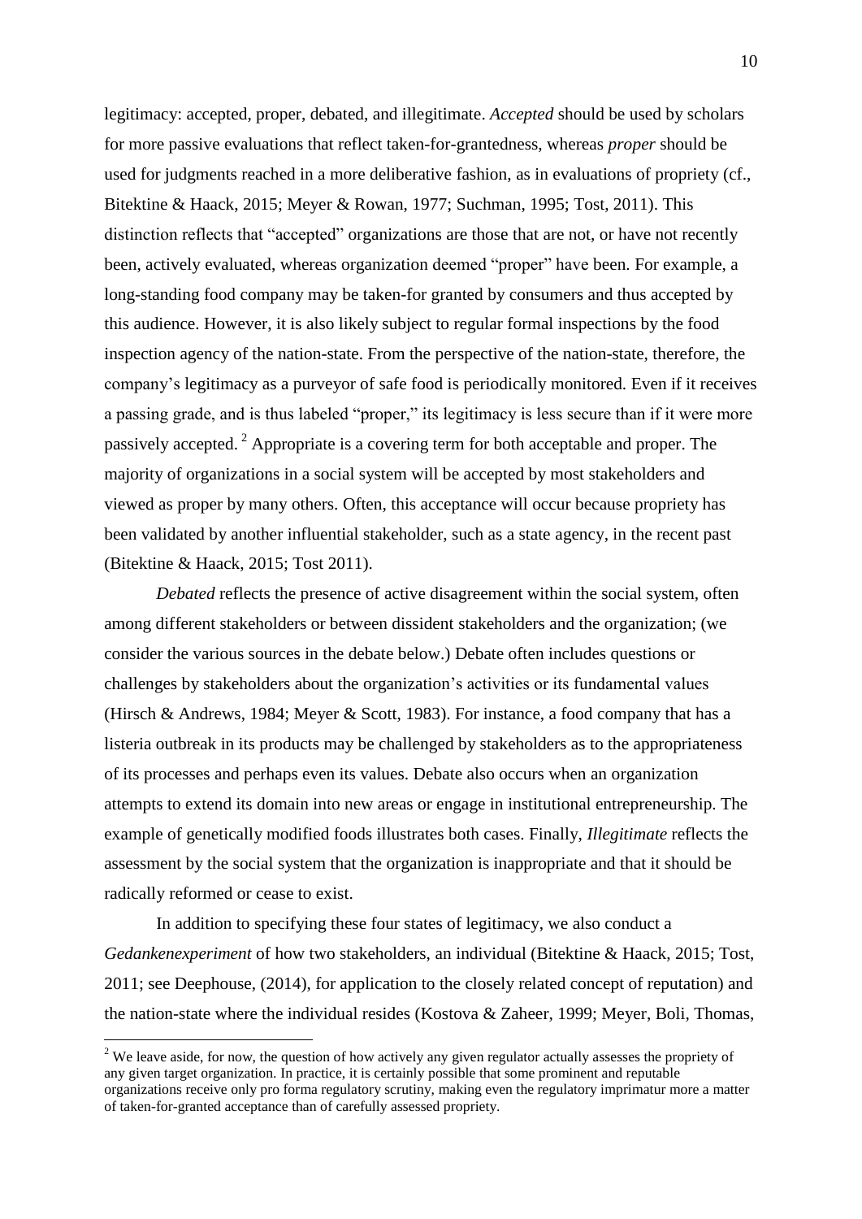legitimacy: accepted, proper, debated, and illegitimate. *Accepted* should be used by scholars for more passive evaluations that reflect taken-for-grantedness, whereas *proper* should be used for judgments reached in a more deliberative fashion, as in evaluations of propriety (cf., Bitektine & Haack, 2015; Meyer & Rowan, 1977; Suchman, 1995; Tost, 2011). This distinction reflects that "accepted" organizations are those that are not, or have not recently been, actively evaluated, whereas organization deemed "proper" have been. For example, a long-standing food company may be taken-for granted by consumers and thus accepted by this audience. However, it is also likely subject to regular formal inspections by the food inspection agency of the nation-state. From the perspective of the nation-state, therefore, the company's legitimacy as a purveyor of safe food is periodically monitored. Even if it receives a passing grade, and is thus labeled "proper," its legitimacy is less secure than if it were more passively accepted.[2] Appropriate is a covering term for both acceptable and proper. The majority of organizations in a social system will be accepted by most stakeholders and viewed as proper by many others. Often, this acceptance will occur because propriety has been validated by another influential stakeholder, such as a state agency, in the recent past (Bitektine & Haack, 2015; Tost 2011).

*Debated* reflects the presence of active disagreement within the social system, often among different stakeholders or between dissident stakeholders and the organization; (we consider the various sources in the debate below.) Debate often includes questions or challenges by stakeholders about the organization's activities or its fundamental values (Hirsch & Andrews, 1984; Meyer & Scott, 1983). For instance, a food company that has a listeria outbreak in its products may be challenged by stakeholders as to the appropriateness of its processes and perhaps even its values. Debate also occurs when an organization attempts to extend its domain into new areas or engage in institutional entrepreneurship. The example of genetically modified foods illustrates both cases. Finally, *Illegitimate* reflects the assessment by the social system that the organization is inappropriate and that it should be radically reformed or cease to exist.

In addition to specifying these four states of legitimacy, we also conduct a *Gedankenexperiment* of how two stakeholders, an individual (Bitektine & Haack, 2015; Tost, 2011; see Deephouse, (2014), for application to the closely related concept of reputation) and the nation-state where the individual resides (Kostova & Zaheer, 1999; Meyer, Boli, Thomas,

[2] We leave aside, for now, the question of how actively any given regulator actually assesses the propriety of any given target organization. In practice, it is certainly possible that some prominent and reputable organizations receive only pro forma regulatory scrutiny, making even the regulatory imprimatur more a matter of taken-for-granted acceptance than of carefully assessed propriety.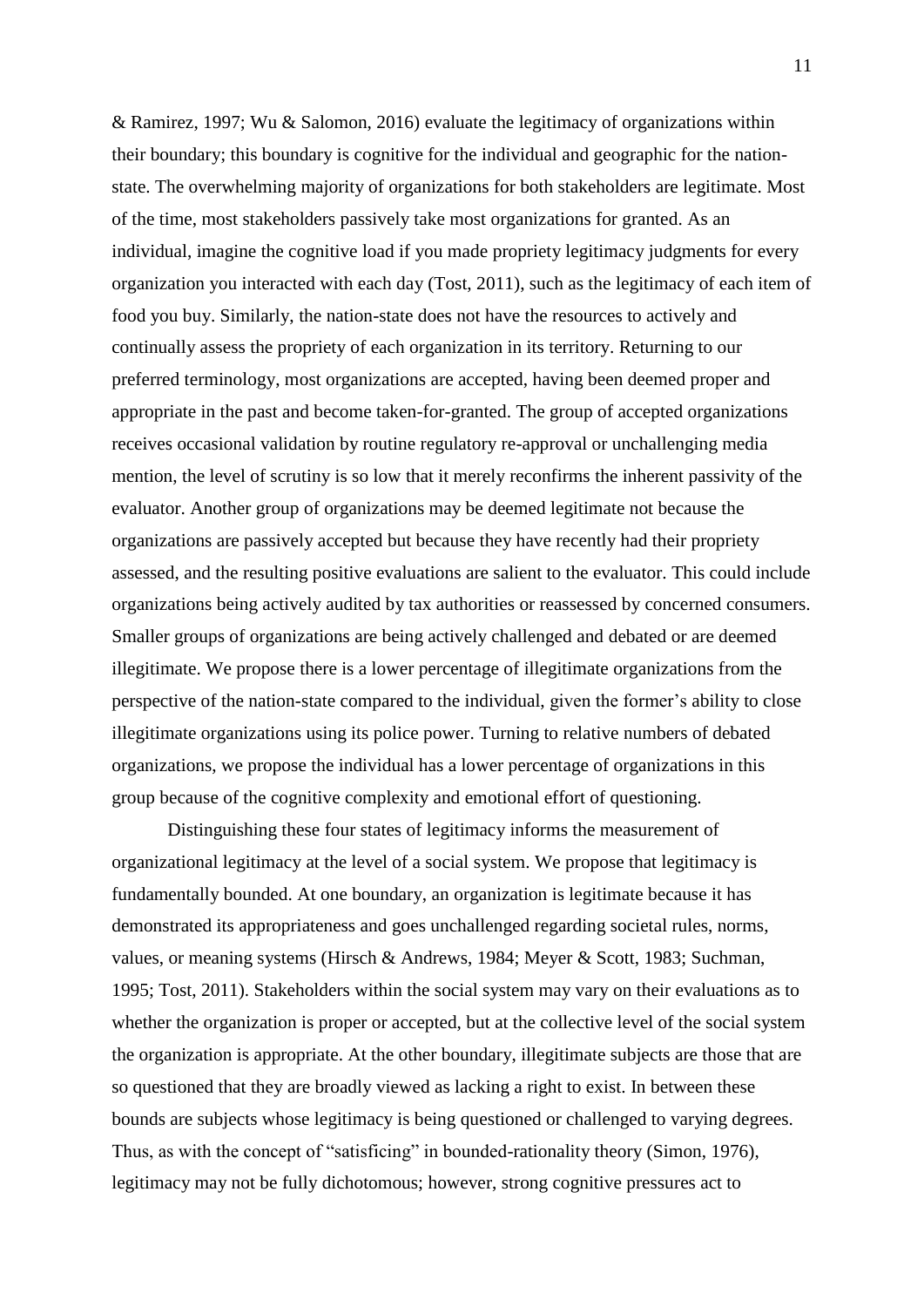& Ramirez, 1997; Wu & Salomon, 2016) evaluate the legitimacy of organizations within their boundary; this boundary is cognitive for the individual and geographic for the nation-state. The overwhelming majority of organizations for both stakeholders are legitimate. Most of the time, most stakeholders passively take most organizations for granted. As an individual, imagine the cognitive load if you made propriety legitimacy judgments for every organization you interacted with each day (Tost, 2011), such as the legitimacy of each item of food you buy. Similarly, the nation-state does not have the resources to actively and continually assess the propriety of each organization in its territory. Returning to our preferred terminology, most organizations are accepted, having been deemed proper and appropriate in the past and become taken-for-granted. The group of accepted organizations receives occasional validation by routine regulatory re-approval or unchallenging media mention, the level of scrutiny is so low that it merely reconfirms the inherent passivity of the evaluator. Another group of organizations may be deemed legitimate not because the organizations are passively accepted but because they have recently had their propriety assessed, and the resulting positive evaluations are salient to the evaluator. This could include organizations being actively audited by tax authorities or reassessed by concerned consumers. Smaller groups of organizations are being actively challenged and debated or are deemed illegitimate. We propose there is a lower percentage of illegitimate organizations from the perspective of the nation-state compared to the individual, given the former's ability to close illegitimate organizations using its police power. Turning to relative numbers of debated organizations, we propose the individual has a lower percentage of organizations in this group because of the cognitive complexity and emotional effort of questioning.

Distinguishing these four states of legitimacy informs the measurement of organizational legitimacy at the level of a social system. We propose that legitimacy is fundamentally bounded. At one boundary, an organization is legitimate because it has demonstrated its appropriateness and goes unchallenged regarding societal rules, norms, values, or meaning systems (Hirsch & Andrews, 1984; Meyer & Scott, 1983; Suchman, 1995; Tost, 2011). Stakeholders within the social system may vary on their evaluations as to whether the organization is proper or accepted, but at the collective level of the social system the organization is appropriate. At the other boundary, illegitimate subjects are those that are so questioned that they are broadly viewed as lacking a right to exist. In between these bounds are subjects whose legitimacy is being questioned or challenged to varying degrees. Thus, as with the concept of "satisficing" in bounded-rationality theory (Simon, 1976), legitimacy may not be fully dichotomous; however, strong cognitive pressures act to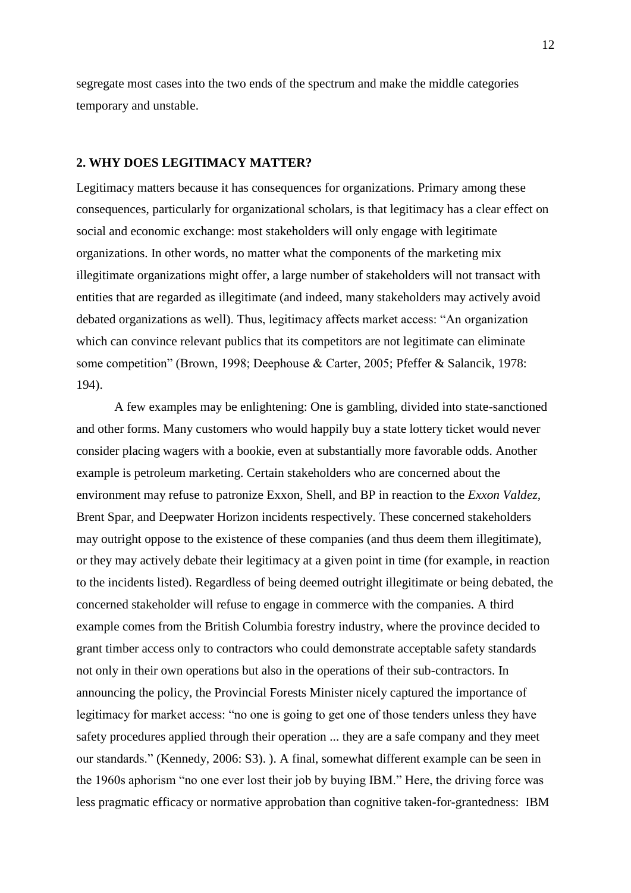segregate most cases into the two ends of the spectrum and make the middle categories temporary and unstable.

## 2. WHY DOES LEGITIMACY MATTER?

Legitimacy matters because it has consequences for organizations. Primary among these consequences, particularly for organizational scholars, is that legitimacy has a clear effect on social and economic exchange: most stakeholders will only engage with legitimate organizations. In other words, no matter what the components of the marketing mix illegitimate organizations might offer, a large number of stakeholders will not transact with entities that are regarded as illegitimate (and indeed, many stakeholders may actively avoid debated organizations as well). Thus, legitimacy affects market access: "An organization which can convince relevant publics that its competitors are not legitimate can eliminate some competition" (Brown, 1998; Deephouse & Carter, 2005; Pfeffer & Salancik, 1978: 194).

A few examples may be enlightening: One is gambling, divided into state-sanctioned and other forms. Many customers who would happily buy a state lottery ticket would never consider placing wagers with a bookie, even at substantially more favorable odds. Another example is petroleum marketing. Certain stakeholders who are concerned about the environment may refuse to patronize Exxon, Shell, and BP in reaction to the *Exxon Valdez*, Brent Spar, and Deepwater Horizon incidents respectively. These concerned stakeholders may outright oppose to the existence of these companies (and thus deem them illegitimate), or they may actively debate their legitimacy at a given point in time (for example, in reaction to the incidents listed). Regardless of being deemed outright illegitimate or being debated, the concerned stakeholder will refuse to engage in commerce with the companies. A third example comes from the British Columbia forestry industry, where the province decided to grant timber access only to contractors who could demonstrate acceptable safety standards not only in their own operations but also in the operations of their sub-contractors. In announcing the policy, the Provincial Forests Minister nicely captured the importance of legitimacy for market access: "no one is going to get one of those tenders unless they have safety procedures applied through their operation ... they are a safe company and they meet our standards." (Kennedy, 2006: S3). ). A final, somewhat different example can be seen in the 1960s aphorism "no one ever lost their job by buying IBM." Here, the driving force was less pragmatic efficacy or normative approbation than cognitive taken-for-grantedness: IBM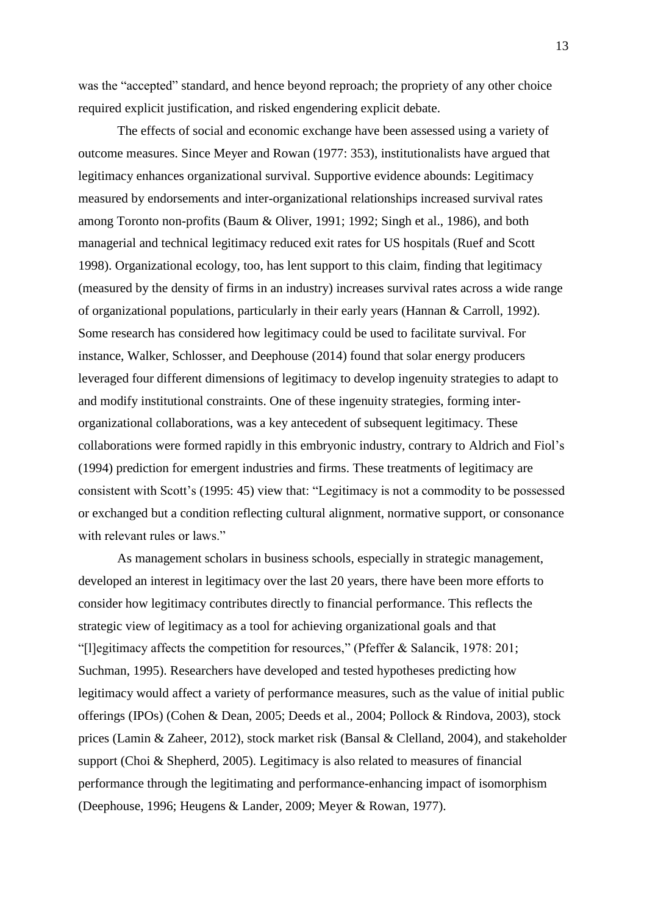was the "accepted" standard, and hence beyond reproach; the propriety of any other choice required explicit justification, and risked engendering explicit debate.

The effects of social and economic exchange have been assessed using a variety of outcome measures. Since Meyer and Rowan (1977: 353), institutionalists have argued that legitimacy enhances organizational survival. Supportive evidence abounds: Legitimacy measured by endorsements and inter-organizational relationships increased survival rates among Toronto non-profits (Baum & Oliver, 1991; 1992; Singh et al., 1986), and both managerial and technical legitimacy reduced exit rates for US hospitals (Ruef and Scott 1998). Organizational ecology, too, has lent support to this claim, finding that legitimacy (measured by the density of firms in an industry) increases survival rates across a wide range of organizational populations, particularly in their early years (Hannan & Carroll, 1992). Some research has considered how legitimacy could be used to facilitate survival. For instance, Walker, Schlosser, and Deephouse (2014) found that solar energy producers leveraged four different dimensions of legitimacy to develop ingenuity strategies to adapt to and modify institutional constraints. One of these ingenuity strategies, forming inter-organizational collaborations, was a key antecedent of subsequent legitimacy. These collaborations were formed rapidly in this embryonic industry, contrary to Aldrich and Fiol's (1994) prediction for emergent industries and firms. These treatments of legitimacy are consistent with Scott's (1995: 45) view that: "Legitimacy is not a commodity to be possessed or exchanged but a condition reflecting cultural alignment, normative support, or consonance with relevant rules or laws."

As management scholars in business schools, especially in strategic management, developed an interest in legitimacy over the last 20 years, there have been more efforts to consider how legitimacy contributes directly to financial performance. This reflects the strategic view of legitimacy as a tool for achieving organizational goals and that "[l]egitimacy affects the competition for resources," (Pfeffer & Salancik, 1978: 201; Suchman, 1995). Researchers have developed and tested hypotheses predicting how legitimacy would affect a variety of performance measures, such as the value of initial public offerings (IPOs) (Cohen & Dean, 2005; Deeds et al., 2004; Pollock & Rindova, 2003), stock prices (Lamin & Zaheer, 2012), stock market risk (Bansal & Clelland, 2004), and stakeholder support (Choi & Shepherd, 2005). Legitimacy is also related to measures of financial performance through the legitimating and performance-enhancing impact of isomorphism (Deephouse, 1996; Heugens & Lander, 2009; Meyer & Rowan, 1977).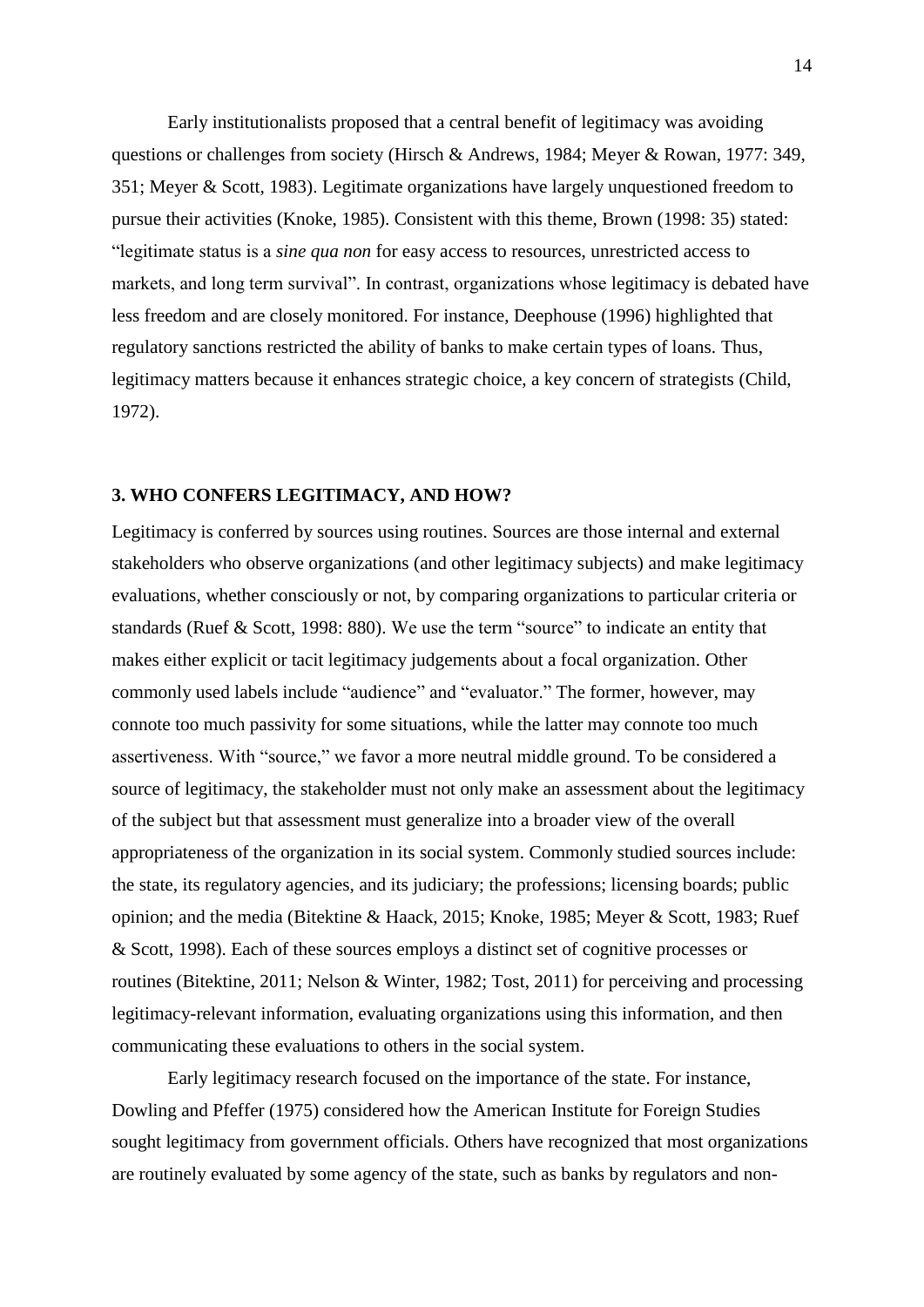Early institutionalists proposed that a central benefit of legitimacy was avoiding questions or challenges from society (Hirsch & Andrews, 1984; Meyer & Rowan, 1977: 349, 351; Meyer & Scott, 1983). Legitimate organizations have largely unquestioned freedom to pursue their activities (Knoke, 1985). Consistent with this theme, Brown (1998: 35) stated: "legitimate status is a *sine qua non* for easy access to resources, unrestricted access to markets, and long term survival". In contrast, organizations whose legitimacy is debated have less freedom and are closely monitored. For instance, Deephouse (1996) highlighted that regulatory sanctions restricted the ability of banks to make certain types of loans. Thus, legitimacy matters because it enhances strategic choice, a key concern of strategists (Child, 1972).

## 3. WHO CONFERS LEGITIMACY, AND HOW?

Legitimacy is conferred by sources using routines. Sources are those internal and external stakeholders who observe organizations (and other legitimacy subjects) and make legitimacy evaluations, whether consciously or not, by comparing organizations to particular criteria or standards (Ruef & Scott, 1998: 880). We use the term "source" to indicate an entity that makes either explicit or tacit legitimacy judgements about a focal organization. Other commonly used labels include "audience" and "evaluator." The former, however, may connote too much passivity for some situations, while the latter may connote too much assertiveness. With "source," we favor a more neutral middle ground. To be considered a source of legitimacy, the stakeholder must not only make an assessment about the legitimacy of the subject but that assessment must generalize into a broader view of the overall appropriateness of the organization in its social system. Commonly studied sources include: the state, its regulatory agencies, and its judiciary; the professions; licensing boards; public opinion; and the media (Bitektine & Haack, 2015; Knoke, 1985; Meyer & Scott, 1983; Ruef & Scott, 1998). Each of these sources employs a distinct set of cognitive processes or routines (Bitektine, 2011; Nelson & Winter, 1982; Tost, 2011) for perceiving and processing legitimacy-relevant information, evaluating organizations using this information, and then communicating these evaluations to others in the social system.

Early legitimacy research focused on the importance of the state. For instance, Dowling and Pfeffer (1975) considered how the American Institute for Foreign Studies sought legitimacy from government officials. Others have recognized that most organizations are routinely evaluated by some agency of the state, such as banks by regulators and non-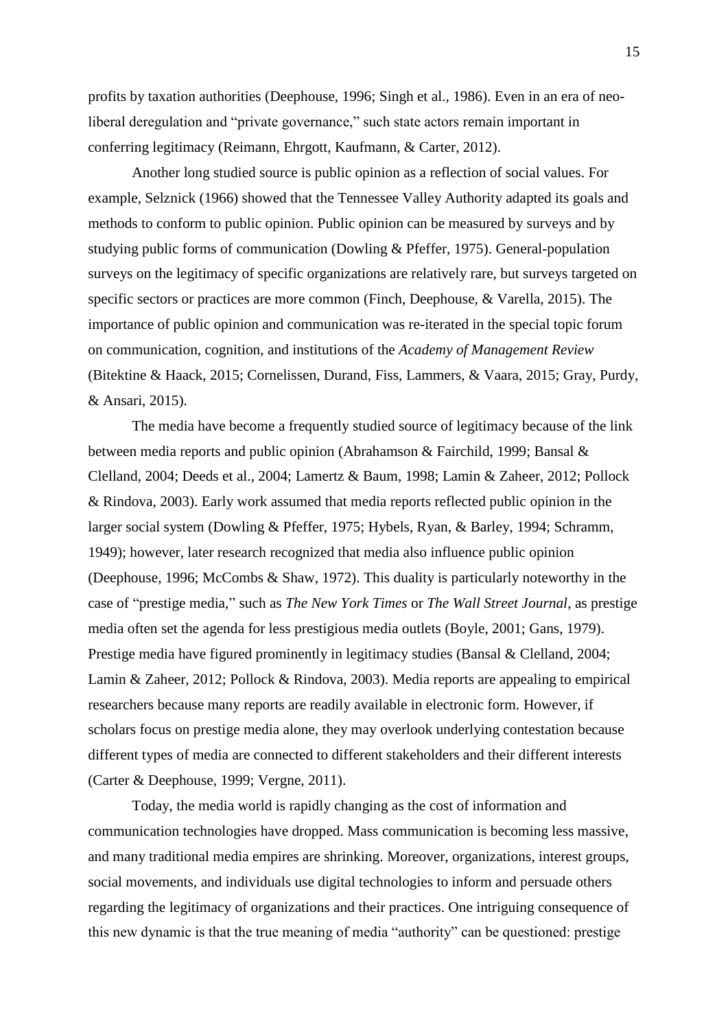profits by taxation authorities (Deephouse, 1996; Singh et al., 1986). Even in an era of neo-liberal deregulation and "private governance," such state actors remain important in conferring legitimacy (Reimann, Ehrgott, Kaufmann, & Carter, 2012).

Another long studied source is public opinion as a reflection of social values. For example, Selznick (1966) showed that the Tennessee Valley Authority adapted its goals and methods to conform to public opinion. Public opinion can be measured by surveys and by studying public forms of communication (Dowling & Pfeffer, 1975). General-population surveys on the legitimacy of specific organizations are relatively rare, but surveys targeted on specific sectors or practices are more common (Finch, Deephouse, & Varella, 2015). The importance of public opinion and communication was re-iterated in the special topic forum on communication, cognition, and institutions of the *Academy of Management Review* (Bitektine & Haack, 2015; Cornelissen, Durand, Fiss, Lammers, & Vaara, 2015; Gray, Purdy, & Ansari, 2015).

The media have become a frequently studied source of legitimacy because of the link between media reports and public opinion (Abrahamson & Fairchild, 1999; Bansal & Clelland, 2004; Deeds et al., 2004; Lamertz & Baum, 1998; Lamin & Zaheer, 2012; Pollock & Rindova, 2003). Early work assumed that media reports reflected public opinion in the larger social system (Dowling & Pfeffer, 1975; Hybels, Ryan, & Barley, 1994; Schramm, 1949); however, later research recognized that media also influence public opinion (Deephouse, 1996; McCombs & Shaw, 1972). This duality is particularly noteworthy in the case of "prestige media," such as *The New York Times* or *The Wall Street Journal*, as prestige media often set the agenda for less prestigious media outlets (Boyle, 2001; Gans, 1979). Prestige media have figured prominently in legitimacy studies (Bansal & Clelland, 2004; Lamin & Zaheer, 2012; Pollock & Rindova, 2003). Media reports are appealing to empirical researchers because many reports are readily available in electronic form. However, if scholars focus on prestige media alone, they may overlook underlying contestation because different types of media are connected to different stakeholders and their different interests (Carter & Deephouse, 1999; Vergne, 2011).

Today, the media world is rapidly changing as the cost of information and communication technologies have dropped. Mass communication is becoming less massive, and many traditional media empires are shrinking. Moreover, organizations, interest groups, social movements, and individuals use digital technologies to inform and persuade others regarding the legitimacy of organizations and their practices. One intriguing consequence of this new dynamic is that the true meaning of media "authority" can be questioned: prestige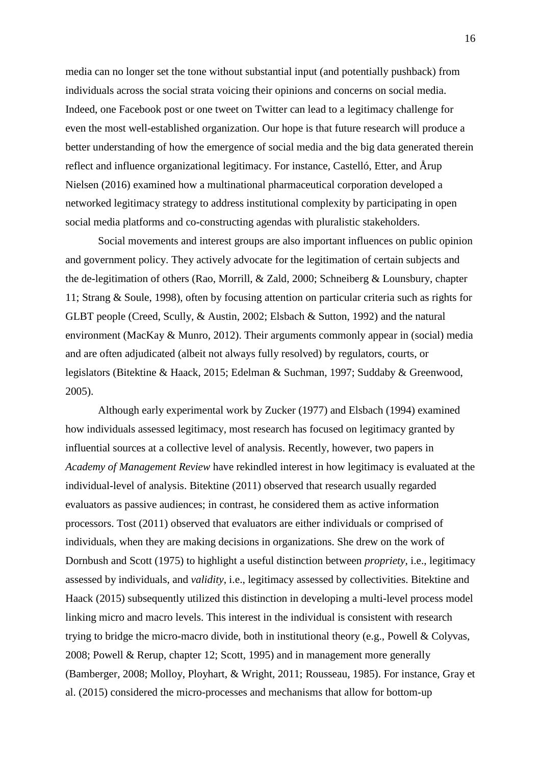media can no longer set the tone without substantial input (and potentially pushback) from individuals across the social strata voicing their opinions and concerns on social media. Indeed, one Facebook post or one tweet on Twitter can lead to a legitimacy challenge for even the most well-established organization. Our hope is that future research will produce a better understanding of how the emergence of social media and the big data generated therein reflect and influence organizational legitimacy. For instance, Castelló, Etter, and Årup Nielsen (2016) examined how a multinational pharmaceutical corporation developed a networked legitimacy strategy to address institutional complexity by participating in open social media platforms and co-constructing agendas with pluralistic stakeholders.

Social movements and interest groups are also important influences on public opinion and government policy. They actively advocate for the legitimation of certain subjects and the de-legitimation of others (Rao, Morrill, & Zald, 2000; Schneiberg & Lounsbury, chapter 11; Strang & Soule, 1998), often by focusing attention on particular criteria such as rights for GLBT people (Creed, Scully, & Austin, 2002; Elsbach & Sutton, 1992) and the natural environment (MacKay & Munro, 2012). Their arguments commonly appear in (social) media and are often adjudicated (albeit not always fully resolved) by regulators, courts, or legislators (Bitektine & Haack, 2015; Edelman & Suchman, 1997; Suddaby & Greenwood, 2005).

Although early experimental work by Zucker (1977) and Elsbach (1994) examined how individuals assessed legitimacy, most research has focused on legitimacy granted by influential sources at a collective level of analysis. Recently, however, two papers in *Academy of Management Review* have rekindled interest in how legitimacy is evaluated at the individual-level of analysis. Bitektine (2011) observed that research usually regarded evaluators as passive audiences; in contrast, he considered them as active information processors. Tost (2011) observed that evaluators are either individuals or comprised of individuals, when they are making decisions in organizations. She drew on the work of Dornbush and Scott (1975) to highlight a useful distinction between *propriety*, i.e., legitimacy assessed by individuals, and *validity*, i.e., legitimacy assessed by collectivities. Bitektine and Haack (2015) subsequently utilized this distinction in developing a multi-level process model linking micro and macro levels. This interest in the individual is consistent with research trying to bridge the micro-macro divide, both in institutional theory (e.g., Powell & Colyvas, 2008; Powell & Rerup, chapter 12; Scott, 1995) and in management more generally (Bamberger, 2008; Molloy, Ployhart, & Wright, 2011; Rousseau, 1985). For instance, Gray et al. (2015) considered the micro-processes and mechanisms that allow for bottom-up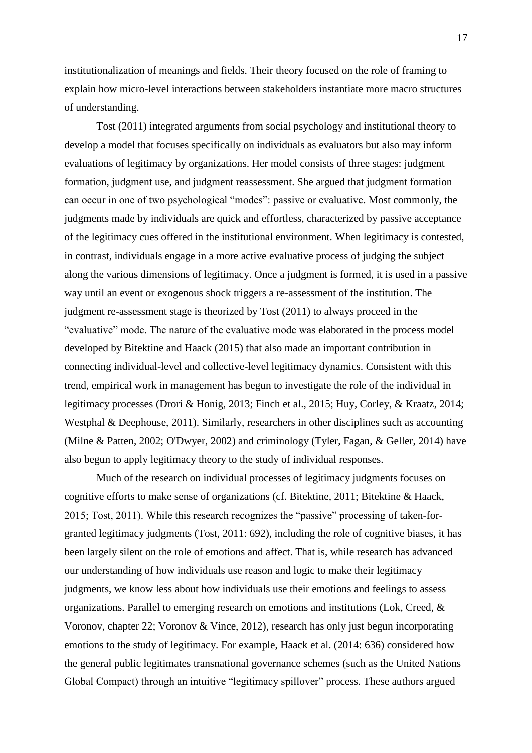institutionalization of meanings and fields. Their theory focused on the role of framing to explain how micro-level interactions between stakeholders instantiate more macro structures of understanding.

Tost (2011) integrated arguments from social psychology and institutional theory to develop a model that focuses specifically on individuals as evaluators but also may inform evaluations of legitimacy by organizations. Her model consists of three stages: judgment formation, judgment use, and judgment reassessment. She argued that judgment formation can occur in one of two psychological "modes": passive or evaluative. Most commonly, the judgments made by individuals are quick and effortless, characterized by passive acceptance of the legitimacy cues offered in the institutional environment. When legitimacy is contested, in contrast, individuals engage in a more active evaluative process of judging the subject along the various dimensions of legitimacy. Once a judgment is formed, it is used in a passive way until an event or exogenous shock triggers a re-assessment of the institution. The judgment re-assessment stage is theorized by Tost (2011) to always proceed in the "evaluative" mode. The nature of the evaluative mode was elaborated in the process model developed by Bitektine and Haack (2015) that also made an important contribution in connecting individual-level and collective-level legitimacy dynamics. Consistent with this trend, empirical work in management has begun to investigate the role of the individual in legitimacy processes (Drori & Honig, 2013; Finch et al., 2015; Huy, Corley, & Kraatz, 2014; Westphal & Deephouse, 2011). Similarly, researchers in other disciplines such as accounting (Milne & Patten, 2002; O'Dwyer, 2002) and criminology (Tyler, Fagan, & Geller, 2014) have also begun to apply legitimacy theory to the study of individual responses.

Much of the research on individual processes of legitimacy judgments focuses on cognitive efforts to make sense of organizations (cf. Bitektine, 2011; Bitektine & Haack, 2015; Tost, 2011). While this research recognizes the "passive" processing of taken-for-granted legitimacy judgments (Tost, 2011: 692), including the role of cognitive biases, it has been largely silent on the role of emotions and affect. That is, while research has advanced our understanding of how individuals use reason and logic to make their legitimacy judgments, we know less about how individuals use their emotions and feelings to assess organizations. Parallel to emerging research on emotions and institutions (Lok, Creed, & Voronov, chapter 22; Voronov & Vince, 2012), research has only just begun incorporating emotions to the study of legitimacy. For example, Haack et al. (2014: 636) considered how the general public legitimates transnational governance schemes (such as the United Nations Global Compact) through an intuitive "legitimacy spillover" process. These authors argued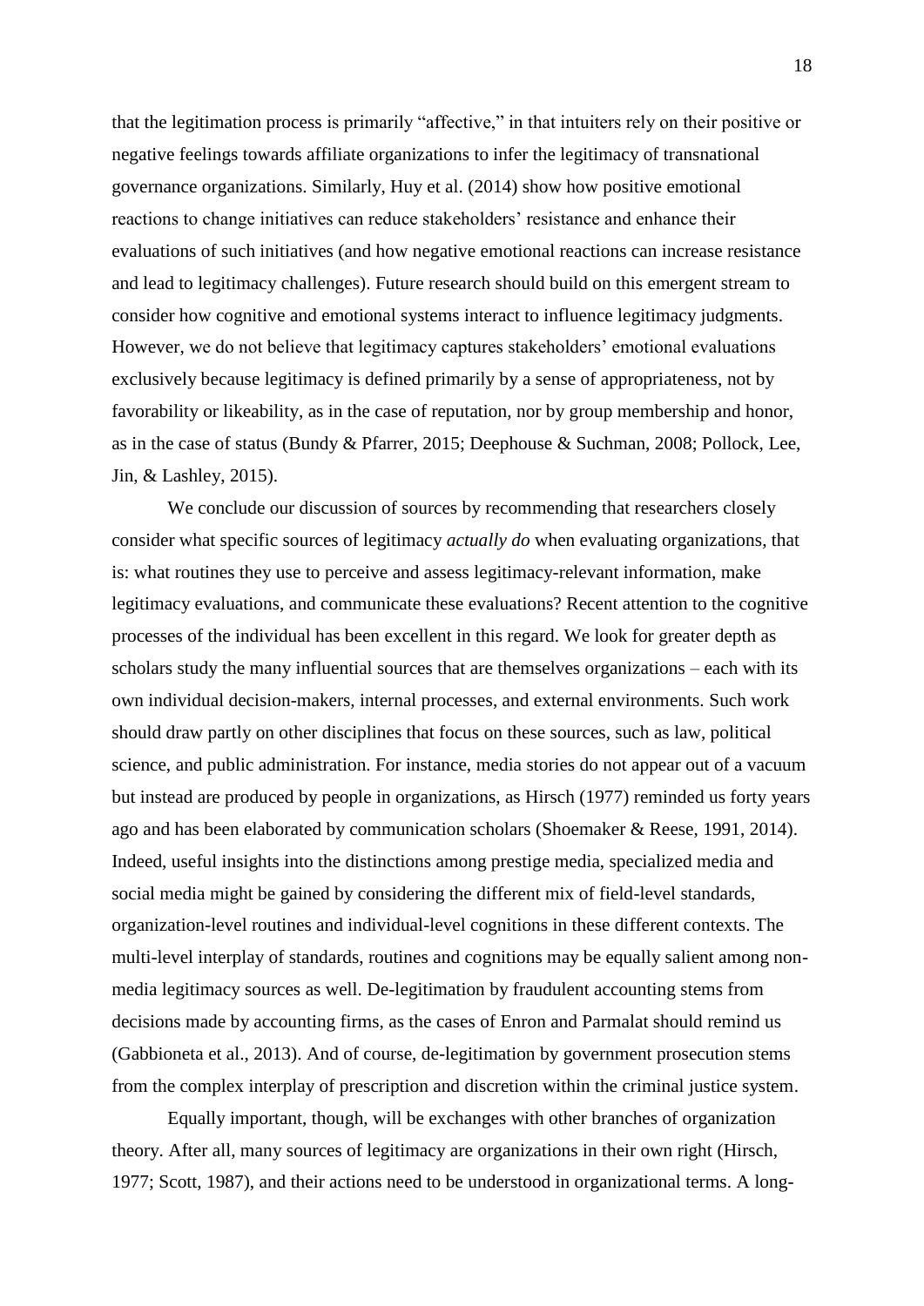that the legitimation process is primarily "affective," in that intuiters rely on their positive or negative feelings towards affiliate organizations to infer the legitimacy of transnational governance organizations. Similarly, Huy et al. (2014) show how positive emotional reactions to change initiatives can reduce stakeholders' resistance and enhance their evaluations of such initiatives (and how negative emotional reactions can increase resistance and lead to legitimacy challenges). Future research should build on this emergent stream to consider how cognitive and emotional systems interact to influence legitimacy judgments. However, we do not believe that legitimacy captures stakeholders' emotional evaluations exclusively because legitimacy is defined primarily by a sense of appropriateness, not by favorability or likeability, as in the case of reputation, nor by group membership and honor, as in the case of status (Bundy & Pfarrer, 2015; Deephouse & Suchman, 2008; Pollock, Lee, Jin, & Lashley, 2015).

We conclude our discussion of sources by recommending that researchers closely consider what specific sources of legitimacy *actually do* when evaluating organizations, that is: what routines they use to perceive and assess legitimacy-relevant information, make legitimacy evaluations, and communicate these evaluations? Recent attention to the cognitive processes of the individual has been excellent in this regard. We look for greater depth as scholars study the many influential sources that are themselves organizations – each with its own individual decision-makers, internal processes, and external environments. Such work should draw partly on other disciplines that focus on these sources, such as law, political science, and public administration. For instance, media stories do not appear out of a vacuum but instead are produced by people in organizations, as Hirsch (1977) reminded us forty years ago and has been elaborated by communication scholars (Shoemaker & Reese, 1991, 2014). Indeed, useful insights into the distinctions among prestige media, specialized media and social media might be gained by considering the different mix of field-level standards, organization-level routines and individual-level cognitions in these different contexts. The multi-level interplay of standards, routines and cognitions may be equally salient among non-media legitimacy sources as well. De-legitimation by fraudulent accounting stems from decisions made by accounting firms, as the cases of Enron and Parmalat should remind us (Gabbioneta et al., 2013). And of course, de-legitimation by government prosecution stems from the complex interplay of prescription and discretion within the criminal justice system.

Equally important, though, will be exchanges with other branches of organization theory. After all, many sources of legitimacy are organizations in their own right (Hirsch, 1977; Scott, 1987), and their actions need to be understood in organizational terms. A long-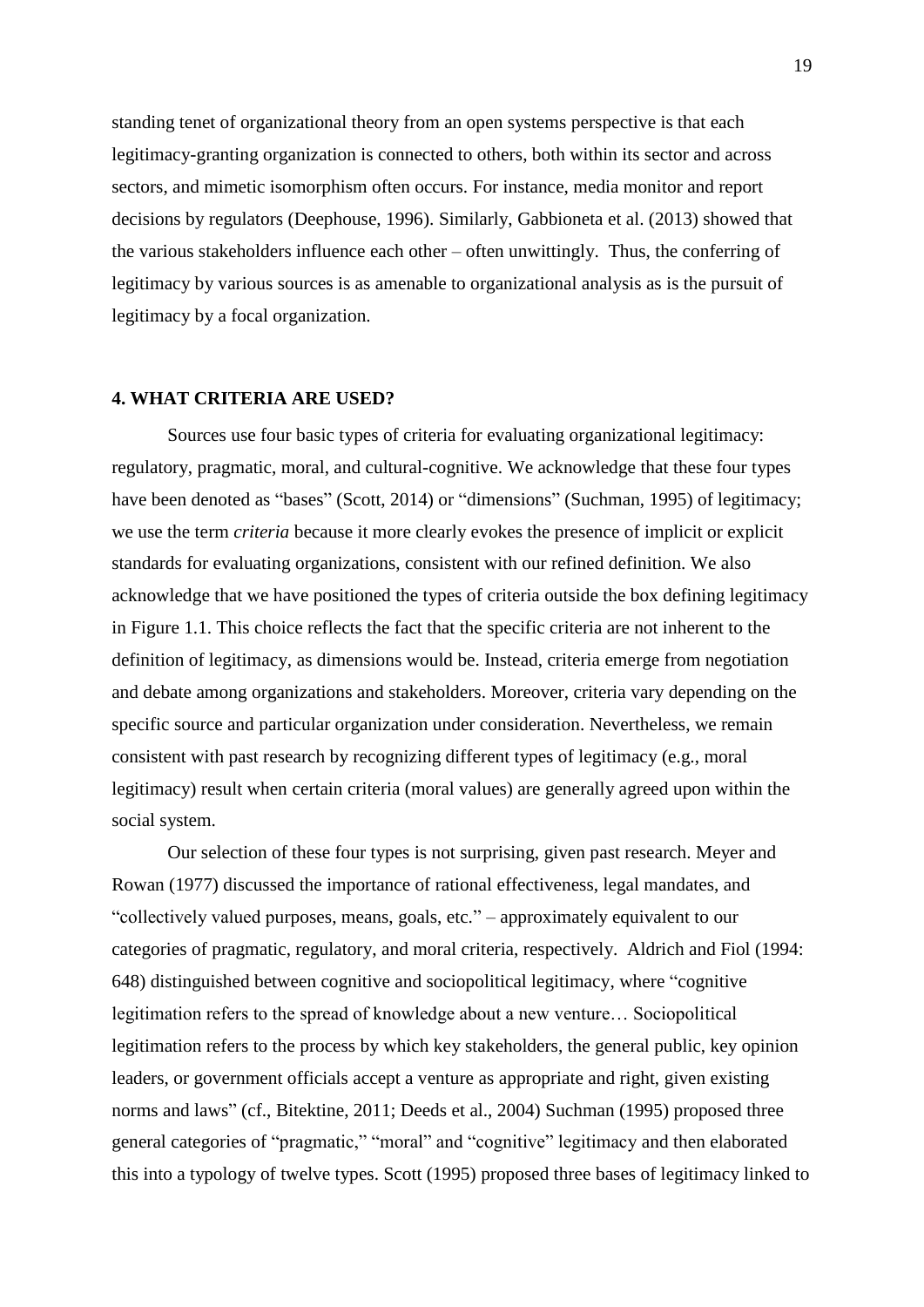standing tenet of organizational theory from an open systems perspective is that each legitimacy-granting organization is connected to others, both within its sector and across sectors, and mimetic isomorphism often occurs. For instance, media monitor and report decisions by regulators (Deephouse, 1996). Similarly, Gabbioneta et al. (2013) showed that the various stakeholders influence each other – often unwittingly. Thus, the conferring of legitimacy by various sources is as amenable to organizational analysis as is the pursuit of legitimacy by a focal organization.

## 4. WHAT CRITERIA ARE USED?

Sources use four basic types of criteria for evaluating organizational legitimacy: regulatory, pragmatic, moral, and cultural-cognitive. We acknowledge that these four types have been denoted as "bases" (Scott, 2014) or "dimensions" (Suchman, 1995) of legitimacy; we use the term *criteria* because it more clearly evokes the presence of implicit or explicit standards for evaluating organizations, consistent with our refined definition. We also acknowledge that we have positioned the types of criteria outside the box defining legitimacy in Figure 1.1. This choice reflects the fact that the specific criteria are not inherent to the definition of legitimacy, as dimensions would be. Instead, criteria emerge from negotiation and debate among organizations and stakeholders. Moreover, criteria vary depending on the specific source and particular organization under consideration. Nevertheless, we remain consistent with past research by recognizing different types of legitimacy (e.g., moral legitimacy) result when certain criteria (moral values) are generally agreed upon within the social system.

Our selection of these four types is not surprising, given past research. Meyer and Rowan (1977) discussed the importance of rational effectiveness, legal mandates, and "collectively valued purposes, means, goals, etc." – approximately equivalent to our categories of pragmatic, regulatory, and moral criteria, respectively. Aldrich and Fiol (1994: 648) distinguished between cognitive and sociopolitical legitimacy, where "cognitive legitimation refers to the spread of knowledge about a new venture… Sociopolitical legitimation refers to the process by which key stakeholders, the general public, key opinion leaders, or government officials accept a venture as appropriate and right, given existing norms and laws" (cf., Bitektine, 2011; Deeds et al., 2004) Suchman (1995) proposed three general categories of "pragmatic," "moral" and "cognitive" legitimacy and then elaborated this into a typology of twelve types. Scott (1995) proposed three bases of legitimacy linked to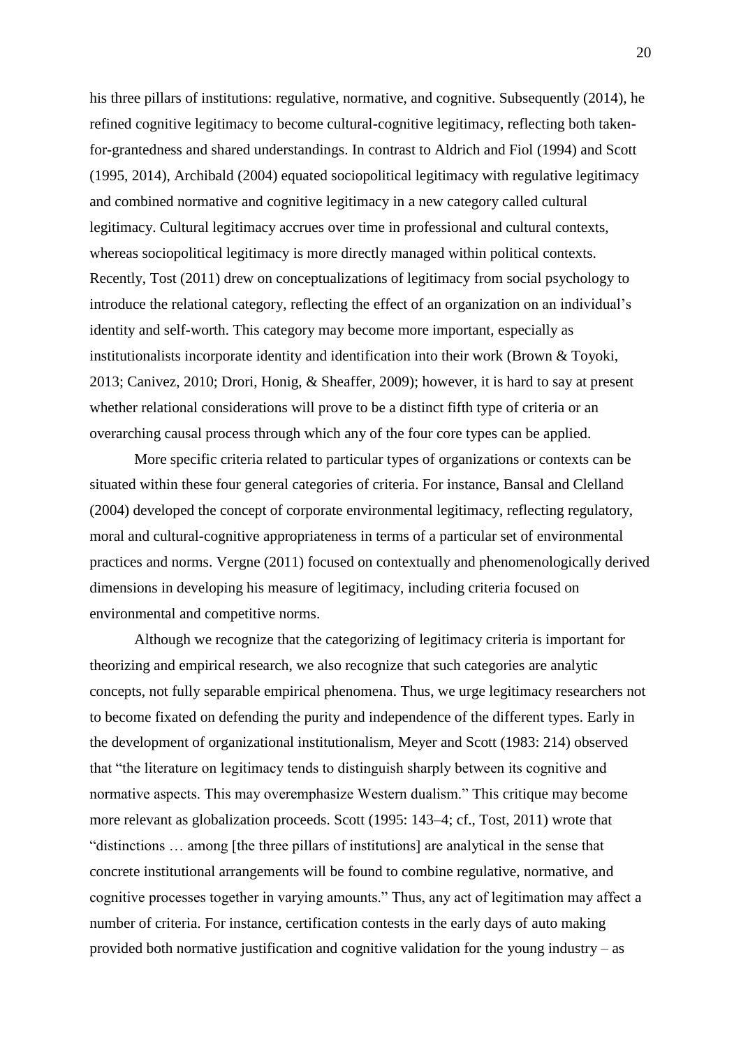his three pillars of institutions: regulative, normative, and cognitive. Subsequently (2014), he refined cognitive legitimacy to become cultural-cognitive legitimacy, reflecting both taken-for-grantedness and shared understandings. In contrast to Aldrich and Fiol (1994) and Scott (1995, 2014), Archibald (2004) equated sociopolitical legitimacy with regulative legitimacy and combined normative and cognitive legitimacy in a new category called cultural legitimacy. Cultural legitimacy accrues over time in professional and cultural contexts, whereas sociopolitical legitimacy is more directly managed within political contexts. Recently, Tost (2011) drew on conceptualizations of legitimacy from social psychology to introduce the relational category, reflecting the effect of an organization on an individual's identity and self-worth. This category may become more important, especially as institutionalists incorporate identity and identification into their work (Brown & Toyoki, 2013; Canivez, 2010; Drori, Honig, & Sheaffer, 2009); however, it is hard to say at present whether relational considerations will prove to be a distinct fifth type of criteria or an overarching causal process through which any of the four core types can be applied.

More specific criteria related to particular types of organizations or contexts can be situated within these four general categories of criteria. For instance, Bansal and Clelland (2004) developed the concept of corporate environmental legitimacy, reflecting regulatory, moral and cultural-cognitive appropriateness in terms of a particular set of environmental practices and norms. Vergne (2011) focused on contextually and phenomenologically derived dimensions in developing his measure of legitimacy, including criteria focused on environmental and competitive norms.

Although we recognize that the categorizing of legitimacy criteria is important for theorizing and empirical research, we also recognize that such categories are analytic concepts, not fully separable empirical phenomena. Thus, we urge legitimacy researchers not to become fixated on defending the purity and independence of the different types. Early in the development of organizational institutionalism, Meyer and Scott (1983: 214) observed that "the literature on legitimacy tends to distinguish sharply between its cognitive and normative aspects. This may overemphasize Western dualism." This critique may become more relevant as globalization proceeds. Scott (1995: 143–4; cf., Tost, 2011) wrote that "distinctions … among [the three pillars of institutions] are analytical in the sense that concrete institutional arrangements will be found to combine regulative, normative, and cognitive processes together in varying amounts." Thus, any act of legitimation may affect a number of criteria. For instance, certification contests in the early days of auto making provided both normative justification and cognitive validation for the young industry – as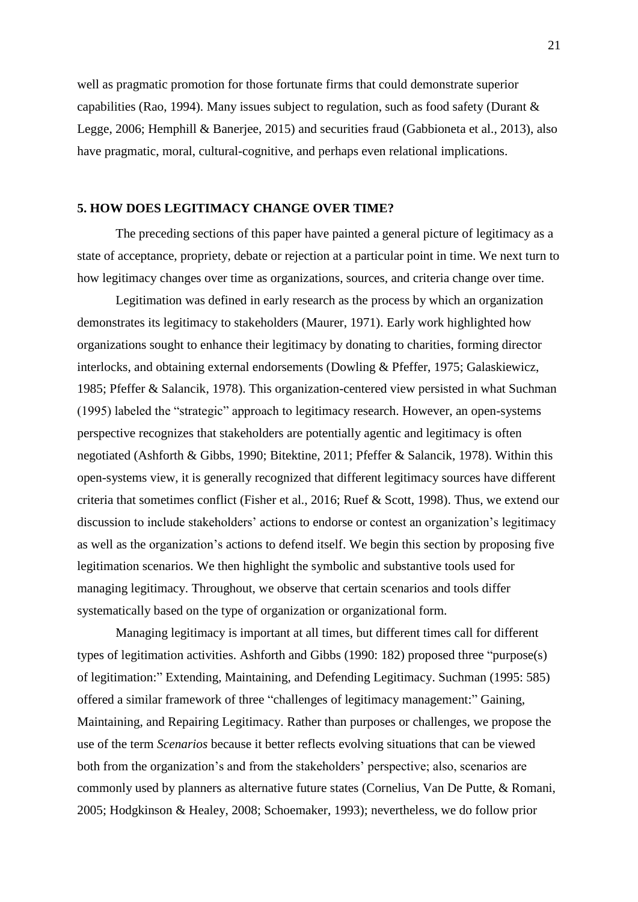well as pragmatic promotion for those fortunate firms that could demonstrate superior capabilities (Rao, 1994). Many issues subject to regulation, such as food safety (Durant & Legge, 2006; Hemphill & Banerjee, 2015) and securities fraud (Gabbioneta et al., 2013), also have pragmatic, moral, cultural-cognitive, and perhaps even relational implications.

## 5. HOW DOES LEGITIMACY CHANGE OVER TIME?

The preceding sections of this paper have painted a general picture of legitimacy as a state of acceptance, propriety, debate or rejection at a particular point in time. We next turn to how legitimacy changes over time as organizations, sources, and criteria change over time.

Legitimation was defined in early research as the process by which an organization demonstrates its legitimacy to stakeholders (Maurer, 1971). Early work highlighted how organizations sought to enhance their legitimacy by donating to charities, forming director interlocks, and obtaining external endorsements (Dowling & Pfeffer, 1975; Galaskiewicz, 1985; Pfeffer & Salancik, 1978). This organization-centered view persisted in what Suchman (1995) labeled the "strategic" approach to legitimacy research. However, an open-systems perspective recognizes that stakeholders are potentially agentic and legitimacy is often negotiated (Ashforth & Gibbs, 1990; Bitektine, 2011; Pfeffer & Salancik, 1978). Within this open-systems view, it is generally recognized that different legitimacy sources have different criteria that sometimes conflict (Fisher et al., 2016; Ruef & Scott, 1998). Thus, we extend our discussion to include stakeholders' actions to endorse or contest an organization's legitimacy as well as the organization's actions to defend itself. We begin this section by proposing five legitimation scenarios. We then highlight the symbolic and substantive tools used for managing legitimacy. Throughout, we observe that certain scenarios and tools differ systematically based on the type of organization or organizational form.

Managing legitimacy is important at all times, but different times call for different types of legitimation activities. Ashforth and Gibbs (1990: 182) proposed three "purpose(s) of legitimation:" Extending, Maintaining, and Defending Legitimacy. Suchman (1995: 585) offered a similar framework of three "challenges of legitimacy management:" Gaining, Maintaining, and Repairing Legitimacy. Rather than purposes or challenges, we propose the use of the term *Scenarios* because it better reflects evolving situations that can be viewed both from the organization's and from the stakeholders' perspective; also, scenarios are commonly used by planners as alternative future states (Cornelius, Van De Putte, & Romani, 2005; Hodgkinson & Healey, 2008; Schoemaker, 1993); nevertheless, we do follow prior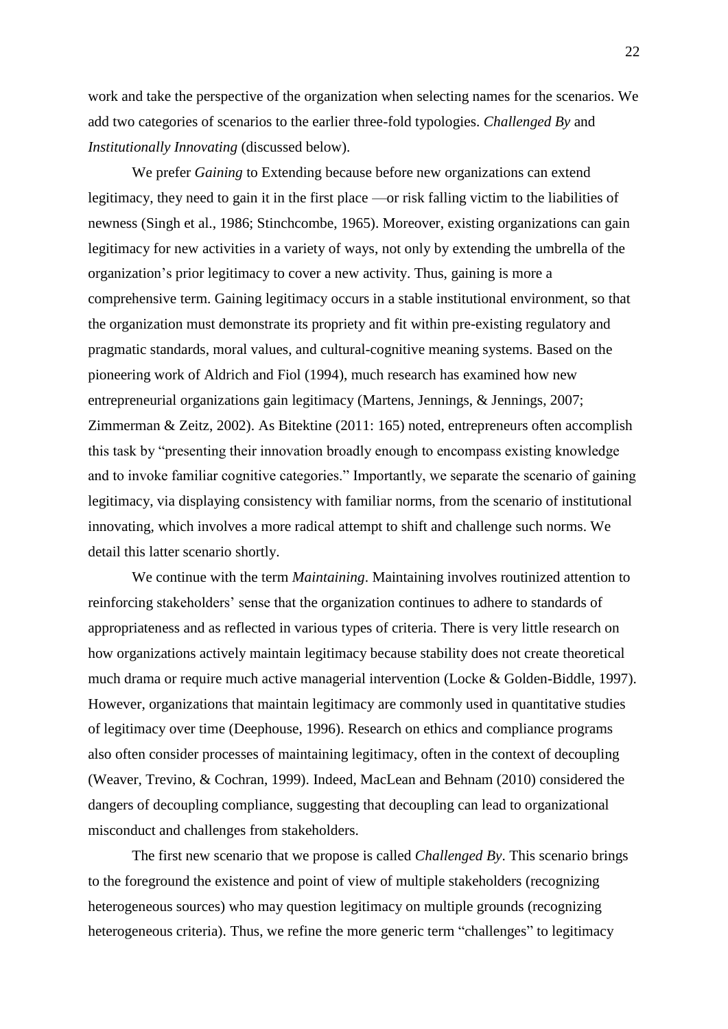work and take the perspective of the organization when selecting names for the scenarios. We add two categories of scenarios to the earlier three-fold typologies. *Challenged By* and *Institutionally Innovating* (discussed below).

We prefer *Gaining* to Extending because before new organizations can extend legitimacy, they need to gain it in the first place —or risk falling victim to the liabilities of newness (Singh et al., 1986; Stinchcombe, 1965). Moreover, existing organizations can gain legitimacy for new activities in a variety of ways, not only by extending the umbrella of the organization's prior legitimacy to cover a new activity. Thus, gaining is more a comprehensive term. Gaining legitimacy occurs in a stable institutional environment, so that the organization must demonstrate its propriety and fit within pre-existing regulatory and pragmatic standards, moral values, and cultural-cognitive meaning systems. Based on the pioneering work of Aldrich and Fiol (1994), much research has examined how new entrepreneurial organizations gain legitimacy (Martens, Jennings, & Jennings, 2007; Zimmerman & Zeitz, 2002). As Bitektine (2011: 165) noted, entrepreneurs often accomplish this task by "presenting their innovation broadly enough to encompass existing knowledge and to invoke familiar cognitive categories." Importantly, we separate the scenario of gaining legitimacy, via displaying consistency with familiar norms, from the scenario of institutional innovating, which involves a more radical attempt to shift and challenge such norms. We detail this latter scenario shortly.

We continue with the term *Maintaining*. Maintaining involves routinized attention to reinforcing stakeholders' sense that the organization continues to adhere to standards of appropriateness and as reflected in various types of criteria. There is very little research on how organizations actively maintain legitimacy because stability does not create theoretical much drama or require much active managerial intervention (Locke & Golden-Biddle, 1997). However, organizations that maintain legitimacy are commonly used in quantitative studies of legitimacy over time (Deephouse, 1996). Research on ethics and compliance programs also often consider processes of maintaining legitimacy, often in the context of decoupling (Weaver, Trevino, & Cochran, 1999). Indeed, MacLean and Behnam (2010) considered the dangers of decoupling compliance, suggesting that decoupling can lead to organizational misconduct and challenges from stakeholders.

The first new scenario that we propose is called *Challenged By*. This scenario brings to the foreground the existence and point of view of multiple stakeholders (recognizing heterogeneous sources) who may question legitimacy on multiple grounds (recognizing heterogeneous criteria). Thus, we refine the more generic term "challenges" to legitimacy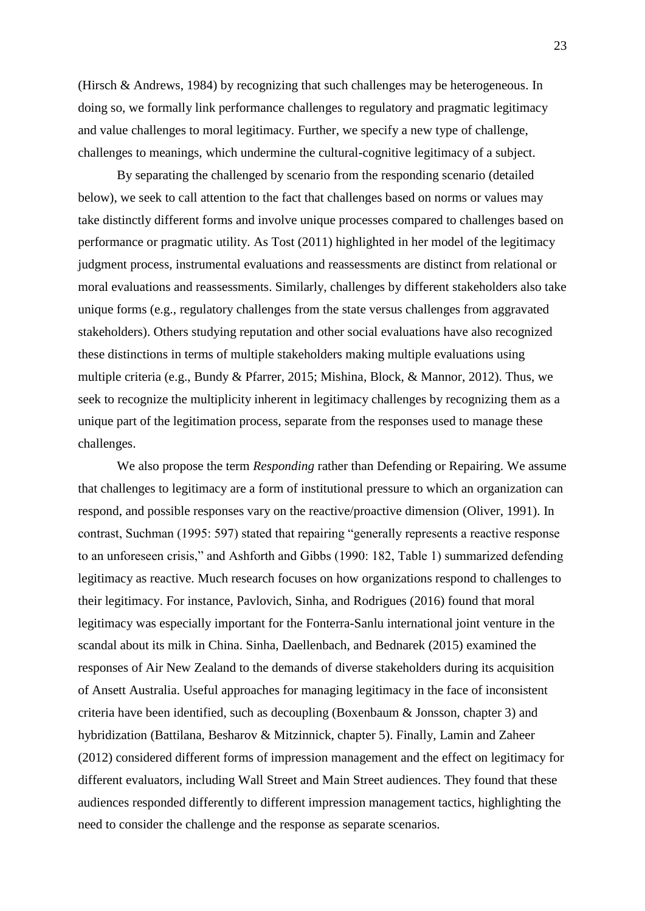(Hirsch & Andrews, 1984) by recognizing that such challenges may be heterogeneous. In doing so, we formally link performance challenges to regulatory and pragmatic legitimacy and value challenges to moral legitimacy. Further, we specify a new type of challenge, challenges to meanings, which undermine the cultural-cognitive legitimacy of a subject.

By separating the challenged by scenario from the responding scenario (detailed below), we seek to call attention to the fact that challenges based on norms or values may take distinctly different forms and involve unique processes compared to challenges based on performance or pragmatic utility. As Tost (2011) highlighted in her model of the legitimacy judgment process, instrumental evaluations and reassessments are distinct from relational or moral evaluations and reassessments. Similarly, challenges by different stakeholders also take unique forms (e.g., regulatory challenges from the state versus challenges from aggravated stakeholders). Others studying reputation and other social evaluations have also recognized these distinctions in terms of multiple stakeholders making multiple evaluations using multiple criteria (e.g., Bundy & Pfarrer, 2015; Mishina, Block, & Mannor, 2012). Thus, we seek to recognize the multiplicity inherent in legitimacy challenges by recognizing them as a unique part of the legitimation process, separate from the responses used to manage these challenges.

We also propose the term *Responding* rather than Defending or Repairing. We assume that challenges to legitimacy are a form of institutional pressure to which an organization can respond, and possible responses vary on the reactive/proactive dimension (Oliver, 1991). In contrast, Suchman (1995: 597) stated that repairing "generally represents a reactive response to an unforeseen crisis," and Ashforth and Gibbs (1990: 182, Table 1) summarized defending legitimacy as reactive. Much research focuses on how organizations respond to challenges to their legitimacy. For instance, Pavlovich, Sinha, and Rodrigues (2016) found that moral legitimacy was especially important for the Fonterra-Sanlu international joint venture in the scandal about its milk in China. Sinha, Daellenbach, and Bednarek (2015) examined the responses of Air New Zealand to the demands of diverse stakeholders during its acquisition of Ansett Australia. Useful approaches for managing legitimacy in the face of inconsistent criteria have been identified, such as decoupling (Boxenbaum & Jonsson, chapter 3) and hybridization (Battilana, Besharov & Mitzinnick, chapter 5). Finally, Lamin and Zaheer (2012) considered different forms of impression management and the effect on legitimacy for different evaluators, including Wall Street and Main Street audiences. They found that these audiences responded differently to different impression management tactics, highlighting the need to consider the challenge and the response as separate scenarios.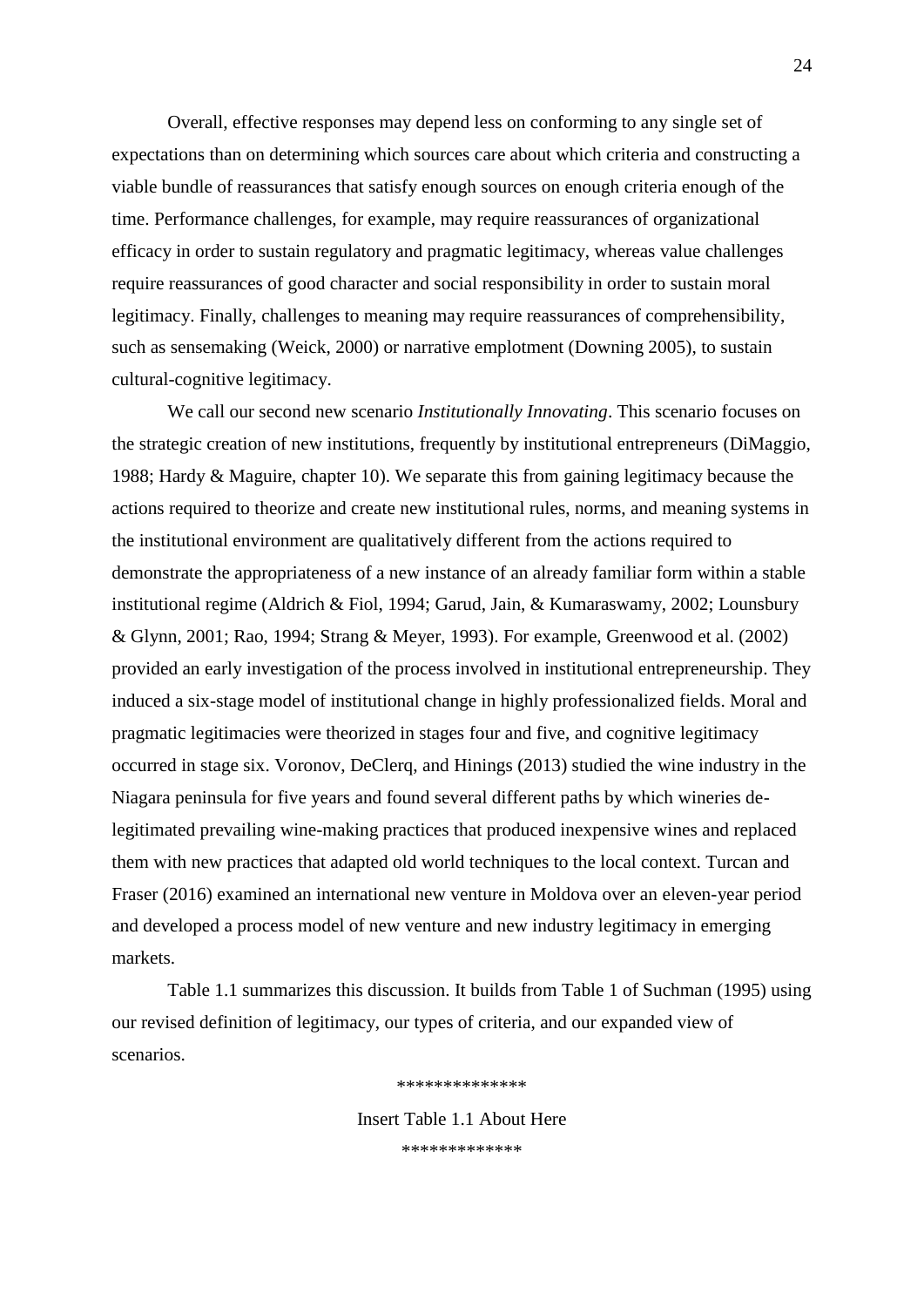Overall, effective responses may depend less on conforming to any single set of expectations than on determining which sources care about which criteria and constructing a viable bundle of reassurances that satisfy enough sources on enough criteria enough of the time. Performance challenges, for example, may require reassurances of organizational efficacy in order to sustain regulatory and pragmatic legitimacy, whereas value challenges require reassurances of good character and social responsibility in order to sustain moral legitimacy. Finally, challenges to meaning may require reassurances of comprehensibility, such as sensemaking (Weick, 2000) or narrative emplotment (Downing 2005), to sustain cultural-cognitive legitimacy.

We call our second new scenario *Institutionally Innovating*. This scenario focuses on the strategic creation of new institutions, frequently by institutional entrepreneurs (DiMaggio, 1988; Hardy & Maguire, chapter 10). We separate this from gaining legitimacy because the actions required to theorize and create new institutional rules, norms, and meaning systems in the institutional environment are qualitatively different from the actions required to demonstrate the appropriateness of a new instance of an already familiar form within a stable institutional regime (Aldrich & Fiol, 1994; Garud, Jain, & Kumaraswamy, 2002; Lounsbury & Glynn, 2001; Rao, 1994; Strang & Meyer, 1993). For example, Greenwood et al. (2002) provided an early investigation of the process involved in institutional entrepreneurship. They induced a six-stage model of institutional change in highly professionalized fields. Moral and pragmatic legitimacies were theorized in stages four and five, and cognitive legitimacy occurred in stage six. Voronov, DeClerq, and Hinings (2013) studied the wine industry in the Niagara peninsula for five years and found several different paths by which wineries de-legitimated prevailing wine-making practices that produced inexpensive wines and replaced them with new practices that adapted old world techniques to the local context. Turcan and Fraser (2016) examined an international new venture in Moldova over an eleven-year period and developed a process model of new venture and new industry legitimacy in emerging markets.

Table 1.1 summarizes this discussion. It builds from Table 1 of Suchman (1995) using our revised definition of legitimacy, our types of criteria, and our expanded view of scenarios.

**************

Insert Table 1.1 About Here

*************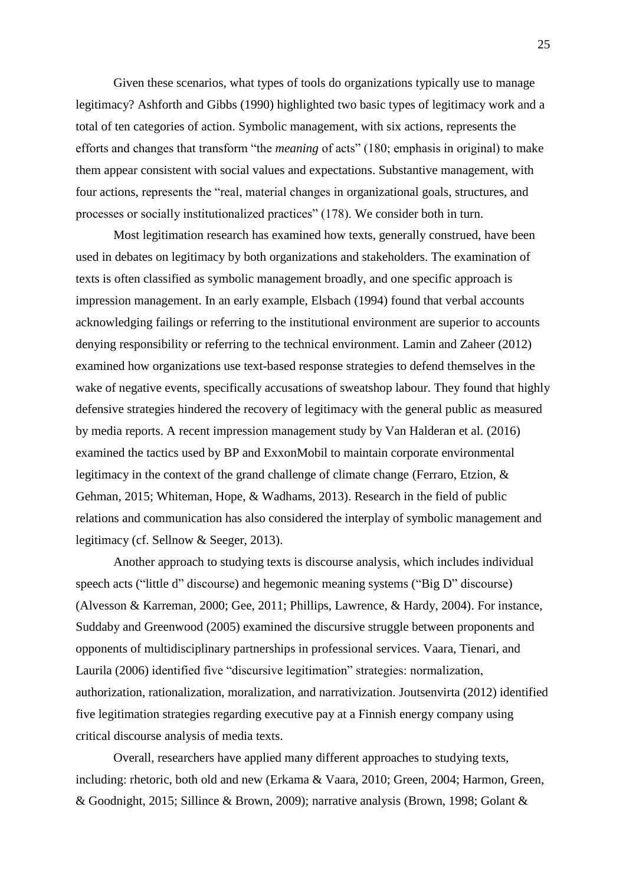Given these scenarios, what types of tools do organizations typically use to manage legitimacy? Ashforth and Gibbs (1990) highlighted two basic types of legitimacy work and a total of ten categories of action. Symbolic management, with six actions, represents the efforts and changes that transform "the *meaning* of acts" (180; emphasis in original) to make them appear consistent with social values and expectations. Substantive management, with four actions, represents the "real, material changes in organizational goals, structures, and processes or socially institutionalized practices" (178). We consider both in turn.

Most legitimation research has examined how texts, generally construed, have been used in debates on legitimacy by both organizations and stakeholders. The examination of texts is often classified as symbolic management broadly, and one specific approach is impression management. In an early example, Elsbach (1994) found that verbal accounts acknowledging failings or referring to the institutional environment are superior to accounts denying responsibility or referring to the technical environment. Lamin and Zaheer (2012) examined how organizations use text-based response strategies to defend themselves in the wake of negative events, specifically accusations of sweatshop labour. They found that highly defensive strategies hindered the recovery of legitimacy with the general public as measured by media reports. A recent impression management study by Van Halderan et al. (2016) examined the tactics used by BP and ExxonMobil to maintain corporate environmental legitimacy in the context of the grand challenge of climate change (Ferraro, Etzion, & Gehman, 2015; Whiteman, Hope, & Wadhams, 2013). Research in the field of public relations and communication has also considered the interplay of symbolic management and legitimacy (cf. Sellnow & Seeger, 2013).

Another approach to studying texts is discourse analysis, which includes individual speech acts ("little d" discourse) and hegemonic meaning systems ("Big D" discourse) (Alvesson & Karreman, 2000; Gee, 2011; Phillips, Lawrence, & Hardy, 2004). For instance, Suddaby and Greenwood (2005) examined the discursive struggle between proponents and opponents of multidisciplinary partnerships in professional services. Vaara, Tienari, and Laurila (2006) identified five "discursive legitimation" strategies: normalization, authorization, rationalization, moralization, and narrativization. Joutsenvirta (2012) identified five legitimation strategies regarding executive pay at a Finnish energy company using critical discourse analysis of media texts.

Overall, researchers have applied many different approaches to studying texts, including: rhetoric, both old and new (Erkama & Vaara, 2010; Green, 2004; Harmon, Green, & Goodnight, 2015; Sillince & Brown, 2009); narrative analysis (Brown, 1998; Golant &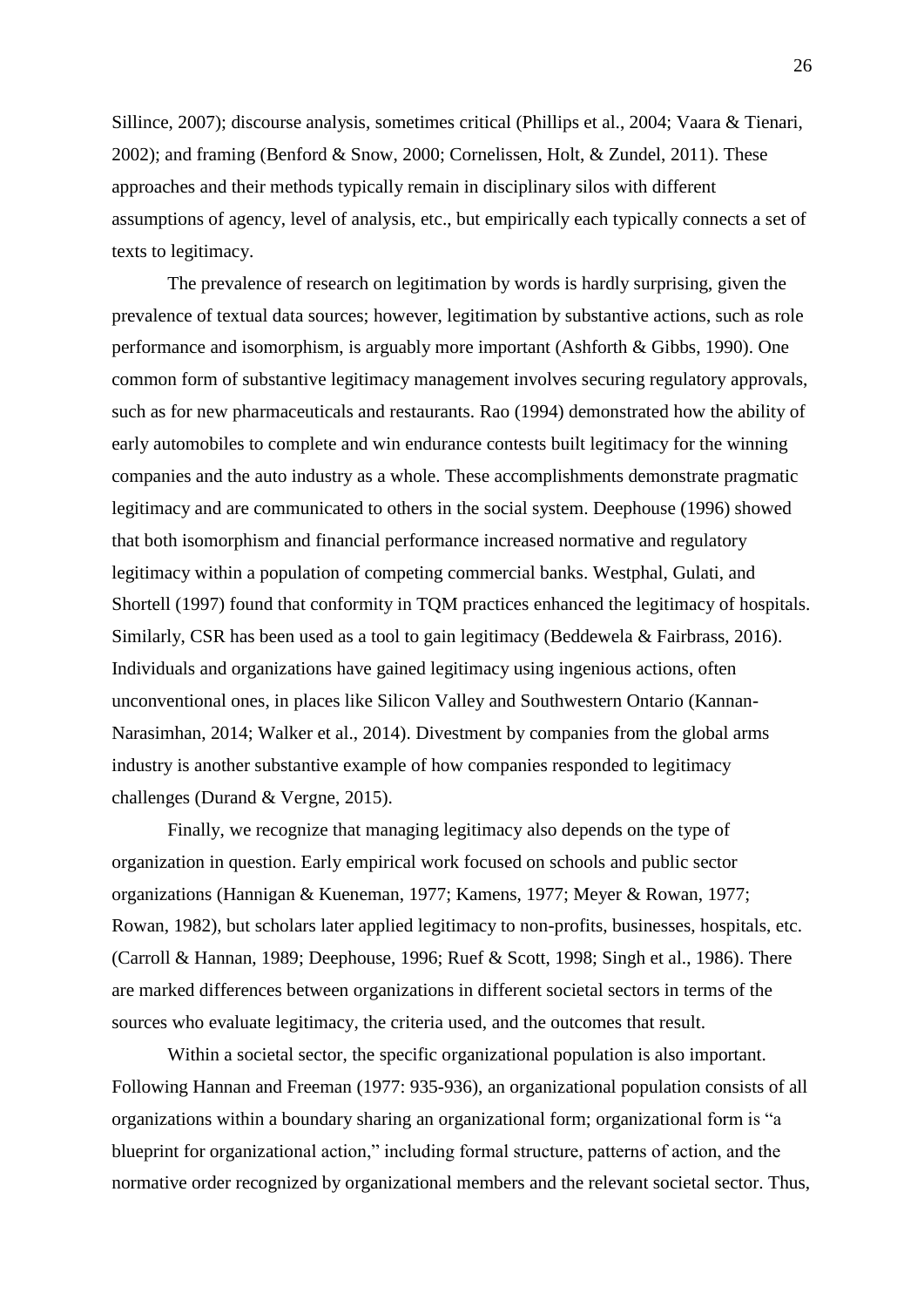Sillince, 2007); discourse analysis, sometimes critical (Phillips et al., 2004; Vaara & Tienari, 2002); and framing (Benford & Snow, 2000; Cornelissen, Holt, & Zundel, 2011). These approaches and their methods typically remain in disciplinary silos with different assumptions of agency, level of analysis, etc., but empirically each typically connects a set of texts to legitimacy.

The prevalence of research on legitimation by words is hardly surprising, given the prevalence of textual data sources; however, legitimation by substantive actions, such as role performance and isomorphism, is arguably more important (Ashforth & Gibbs, 1990). One common form of substantive legitimacy management involves securing regulatory approvals, such as for new pharmaceuticals and restaurants. Rao (1994) demonstrated how the ability of early automobiles to complete and win endurance contests built legitimacy for the winning companies and the auto industry as a whole. These accomplishments demonstrate pragmatic legitimacy and are communicated to others in the social system. Deephouse (1996) showed that both isomorphism and financial performance increased normative and regulatory legitimacy within a population of competing commercial banks. Westphal, Gulati, and Shortell (1997) found that conformity in TQM practices enhanced the legitimacy of hospitals. Similarly, CSR has been used as a tool to gain legitimacy (Beddewela & Fairbrass, 2016). Individuals and organizations have gained legitimacy using ingenious actions, often unconventional ones, in places like Silicon Valley and Southwestern Ontario (Kannan-Narasimhan, 2014; Walker et al., 2014). Divestment by companies from the global arms industry is another substantive example of how companies responded to legitimacy challenges (Durand & Vergne, 2015).

Finally, we recognize that managing legitimacy also depends on the type of organization in question. Early empirical work focused on schools and public sector organizations (Hannigan & Kueneman, 1977; Kamens, 1977; Meyer & Rowan, 1977; Rowan, 1982), but scholars later applied legitimacy to non-profits, businesses, hospitals, etc. (Carroll & Hannan, 1989; Deephouse, 1996; Ruef & Scott, 1998; Singh et al., 1986). There are marked differences between organizations in different societal sectors in terms of the sources who evaluate legitimacy, the criteria used, and the outcomes that result.

Within a societal sector, the specific organizational population is also important. Following Hannan and Freeman (1977: 935-936), an organizational population consists of all organizations within a boundary sharing an organizational form; organizational form is "a blueprint for organizational action," including formal structure, patterns of action, and the normative order recognized by organizational members and the relevant societal sector. Thus,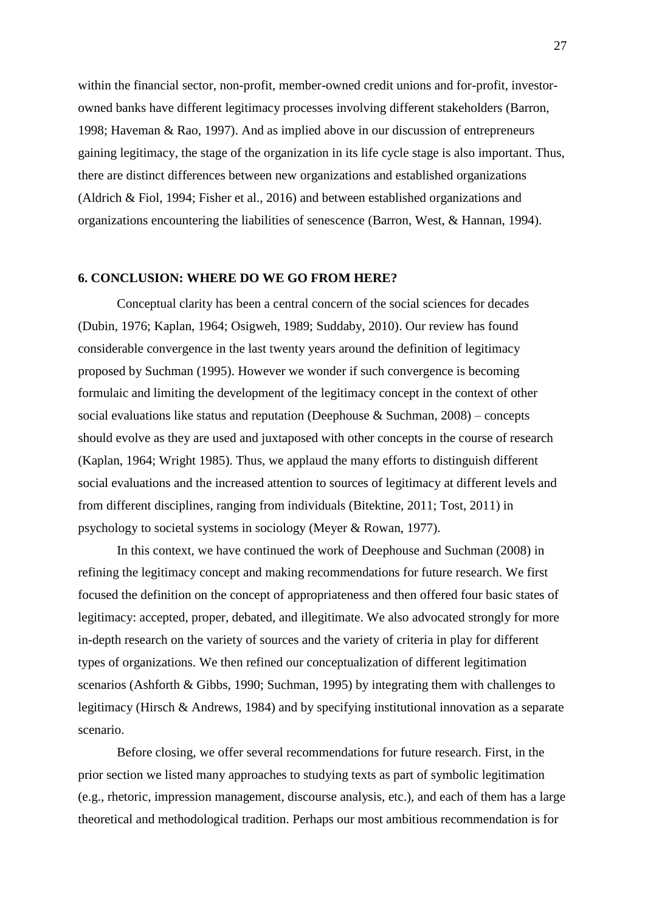within the financial sector, non-profit, member-owned credit unions and for-profit, investor-owned banks have different legitimacy processes involving different stakeholders (Barron, 1998; Haveman & Rao, 1997). And as implied above in our discussion of entrepreneurs gaining legitimacy, the stage of the organization in its life cycle stage is also important. Thus, there are distinct differences between new organizations and established organizations (Aldrich & Fiol, 1994; Fisher et al., 2016) and between established organizations and organizations encountering the liabilities of senescence (Barron, West, & Hannan, 1994).

## 6. CONCLUSION: WHERE DO WE GO FROM HERE?

Conceptual clarity has been a central concern of the social sciences for decades (Dubin, 1976; Kaplan, 1964; Osigweh, 1989; Suddaby, 2010). Our review has found considerable convergence in the last twenty years around the definition of legitimacy proposed by Suchman (1995). However we wonder if such convergence is becoming formulaic and limiting the development of the legitimacy concept in the context of other social evaluations like status and reputation (Deephouse & Suchman, 2008) – concepts should evolve as they are used and juxtaposed with other concepts in the course of research (Kaplan, 1964; Wright 1985). Thus, we applaud the many efforts to distinguish different social evaluations and the increased attention to sources of legitimacy at different levels and from different disciplines, ranging from individuals (Bitektine, 2011; Tost, 2011) in psychology to societal systems in sociology (Meyer & Rowan, 1977).

In this context, we have continued the work of Deephouse and Suchman (2008) in refining the legitimacy concept and making recommendations for future research. We first focused the definition on the concept of appropriateness and then offered four basic states of legitimacy: accepted, proper, debated, and illegitimate. We also advocated strongly for more in-depth research on the variety of sources and the variety of criteria in play for different types of organizations. We then refined our conceptualization of different legitimation scenarios (Ashforth & Gibbs, 1990; Suchman, 1995) by integrating them with challenges to legitimacy (Hirsch & Andrews, 1984) and by specifying institutional innovation as a separate scenario.

Before closing, we offer several recommendations for future research. First, in the prior section we listed many approaches to studying texts as part of symbolic legitimation (e.g., rhetoric, impression management, discourse analysis, etc.), and each of them has a large theoretical and methodological tradition. Perhaps our most ambitious recommendation is for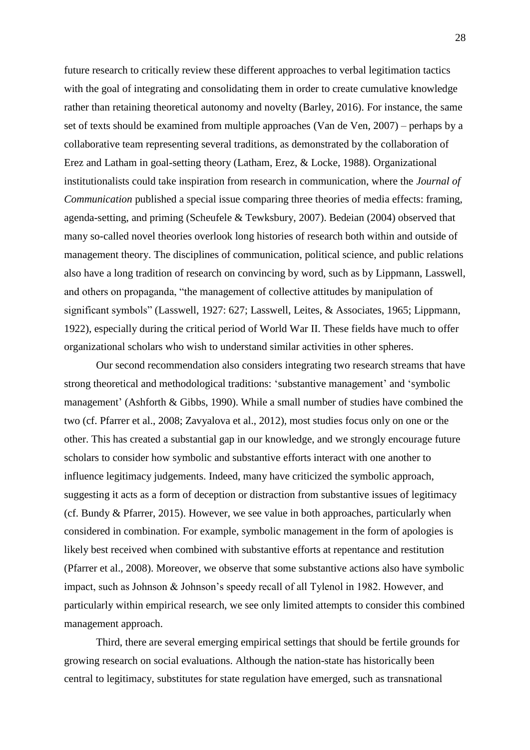future research to critically review these different approaches to verbal legitimation tactics with the goal of integrating and consolidating them in order to create cumulative knowledge rather than retaining theoretical autonomy and novelty (Barley, 2016). For instance, the same set of texts should be examined from multiple approaches (Van de Ven, 2007) – perhaps by a collaborative team representing several traditions, as demonstrated by the collaboration of Erez and Latham in goal-setting theory (Latham, Erez, & Locke, 1988). Organizational institutionalists could take inspiration from research in communication, where the *Journal of Communication* published a special issue comparing three theories of media effects: framing, agenda-setting, and priming (Scheufele & Tewksbury, 2007). Bedeian (2004) observed that many so-called novel theories overlook long histories of research both within and outside of management theory. The disciplines of communication, political science, and public relations also have a long tradition of research on convincing by word, such as by Lippmann, Lasswell, and others on propaganda, "the management of collective attitudes by manipulation of significant symbols" (Lasswell, 1927: 627; Lasswell, Leites, & Associates, 1965; Lippmann, 1922), especially during the critical period of World War II. These fields have much to offer organizational scholars who wish to understand similar activities in other spheres.

Our second recommendation also considers integrating two research streams that have strong theoretical and methodological traditions: 'substantive management' and 'symbolic management' (Ashforth & Gibbs, 1990). While a small number of studies have combined the two (cf. Pfarrer et al., 2008; Zavyalova et al., 2012), most studies focus only on one or the other. This has created a substantial gap in our knowledge, and we strongly encourage future scholars to consider how symbolic and substantive efforts interact with one another to influence legitimacy judgements. Indeed, many have criticized the symbolic approach, suggesting it acts as a form of deception or distraction from substantive issues of legitimacy (cf. Bundy & Pfarrer, 2015). However, we see value in both approaches, particularly when considered in combination. For example, symbolic management in the form of apologies is likely best received when combined with substantive efforts at repentance and restitution (Pfarrer et al., 2008). Moreover, we observe that some substantive actions also have symbolic impact, such as Johnson & Johnson's speedy recall of all Tylenol in 1982. However, and particularly within empirical research, we see only limited attempts to consider this combined management approach.

Third, there are several emerging empirical settings that should be fertile grounds for growing research on social evaluations. Although the nation-state has historically been central to legitimacy, substitutes for state regulation have emerged, such as transnational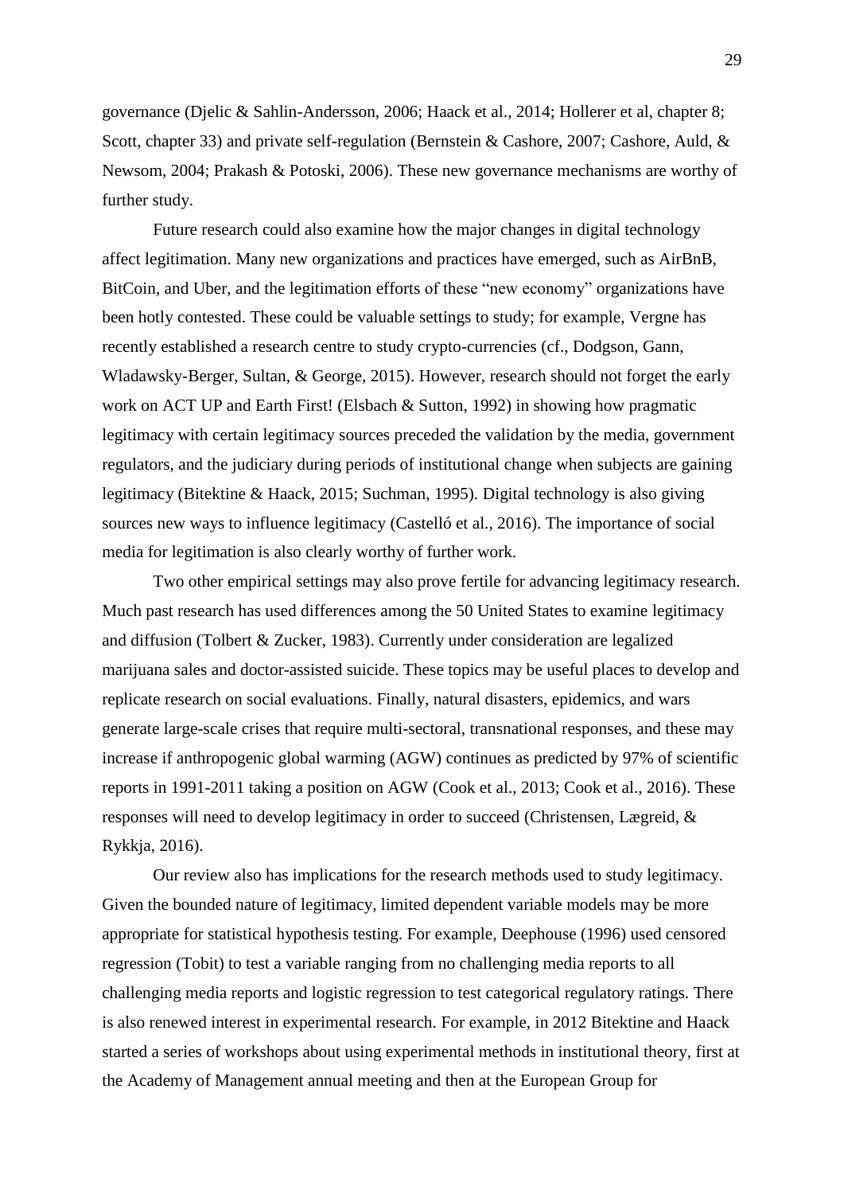governance (Djelic & Sahlin-Andersson, 2006; Haack et al., 2014; Hollerer et al, chapter 8; Scott, chapter 33) and private self-regulation (Bernstein & Cashore, 2007; Cashore, Auld, & Newsom, 2004; Prakash & Potoski, 2006). These new governance mechanisms are worthy of further study.

Future research could also examine how the major changes in digital technology affect legitimation. Many new organizations and practices have emerged, such as AirBnB, BitCoin, and Uber, and the legitimation efforts of these "new economy" organizations have been hotly contested. These could be valuable settings to study; for example, Vergne has recently established a research centre to study crypto-currencies (cf., Dodgson, Gann, Wladawsky-Berger, Sultan, & George, 2015). However, research should not forget the early work on ACT UP and Earth First! (Elsbach & Sutton, 1992) in showing how pragmatic legitimacy with certain legitimacy sources preceded the validation by the media, government regulators, and the judiciary during periods of institutional change when subjects are gaining legitimacy (Bitektine & Haack, 2015; Suchman, 1995). Digital technology is also giving sources new ways to influence legitimacy (Castelló et al., 2016). The importance of social media for legitimation is also clearly worthy of further work.

Two other empirical settings may also prove fertile for advancing legitimacy research. Much past research has used differences among the 50 United States to examine legitimacy and diffusion (Tolbert & Zucker, 1983). Currently under consideration are legalized marijuana sales and doctor-assisted suicide. These topics may be useful places to develop and replicate research on social evaluations. Finally, natural disasters, epidemics, and wars generate large-scale crises that require multi-sectoral, transnational responses, and these may increase if anthropogenic global warming (AGW) continues as predicted by 97% of scientific reports in 1991-2011 taking a position on AGW (Cook et al., 2013; Cook et al., 2016). These responses will need to develop legitimacy in order to succeed (Christensen, Lægreid, & Rykkja, 2016).

Our review also has implications for the research methods used to study legitimacy. Given the bounded nature of legitimacy, limited dependent variable models may be more appropriate for statistical hypothesis testing. For example, Deephouse (1996) used censored regression (Tobit) to test a variable ranging from no challenging media reports to all challenging media reports and logistic regression to test categorical regulatory ratings. There is also renewed interest in experimental research. For example, in 2012 Bitektine and Haack started a series of workshops about using experimental methods in institutional theory, first at the Academy of Management annual meeting and then at the European Group for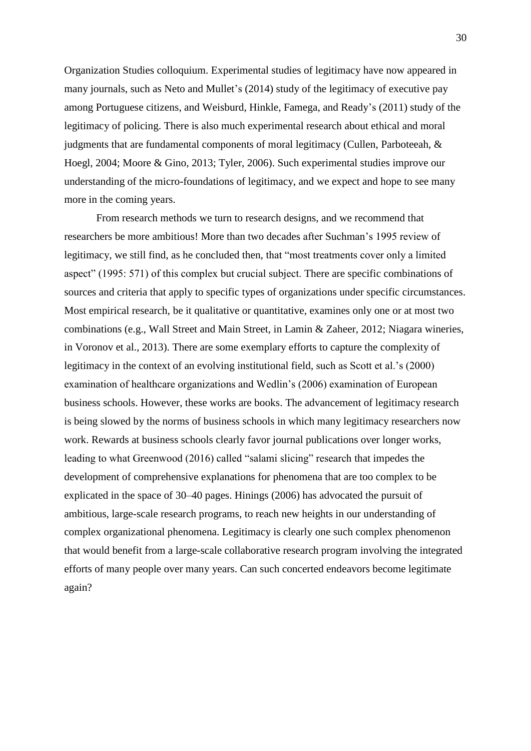Organization Studies colloquium. Experimental studies of legitimacy have now appeared in many journals, such as Neto and Mullet's (2014) study of the legitimacy of executive pay among Portuguese citizens, and Weisburd, Hinkle, Famega, and Ready's (2011) study of the legitimacy of policing. There is also much experimental research about ethical and moral judgments that are fundamental components of moral legitimacy (Cullen, Parboteeah, & Hoegl, 2004; Moore & Gino, 2013; Tyler, 2006). Such experimental studies improve our understanding of the micro-foundations of legitimacy, and we expect and hope to see many more in the coming years.

From research methods we turn to research designs, and we recommend that researchers be more ambitious! More than two decades after Suchman's 1995 review of legitimacy, we still find, as he concluded then, that "most treatments cover only a limited aspect" (1995: 571) of this complex but crucial subject. There are specific combinations of sources and criteria that apply to specific types of organizations under specific circumstances. Most empirical research, be it qualitative or quantitative, examines only one or at most two combinations (e.g., Wall Street and Main Street, in Lamin & Zaheer, 2012; Niagara wineries, in Voronov et al., 2013). There are some exemplary efforts to capture the complexity of legitimacy in the context of an evolving institutional field, such as Scott et al.'s (2000) examination of healthcare organizations and Wedlin's (2006) examination of European business schools. However, these works are books. The advancement of legitimacy research is being slowed by the norms of business schools in which many legitimacy researchers now work. Rewards at business schools clearly favor journal publications over longer works, leading to what Greenwood (2016) called "salami slicing" research that impedes the development of comprehensive explanations for phenomena that are too complex to be explicated in the space of 30–40 pages. Hinings (2006) has advocated the pursuit of ambitious, large-scale research programs, to reach new heights in our understanding of complex organizational phenomena. Legitimacy is clearly one such complex phenomenon that would benefit from a large-scale collaborative research program involving the integrated efforts of many people over many years. Can such concerted endeavors become legitimate again?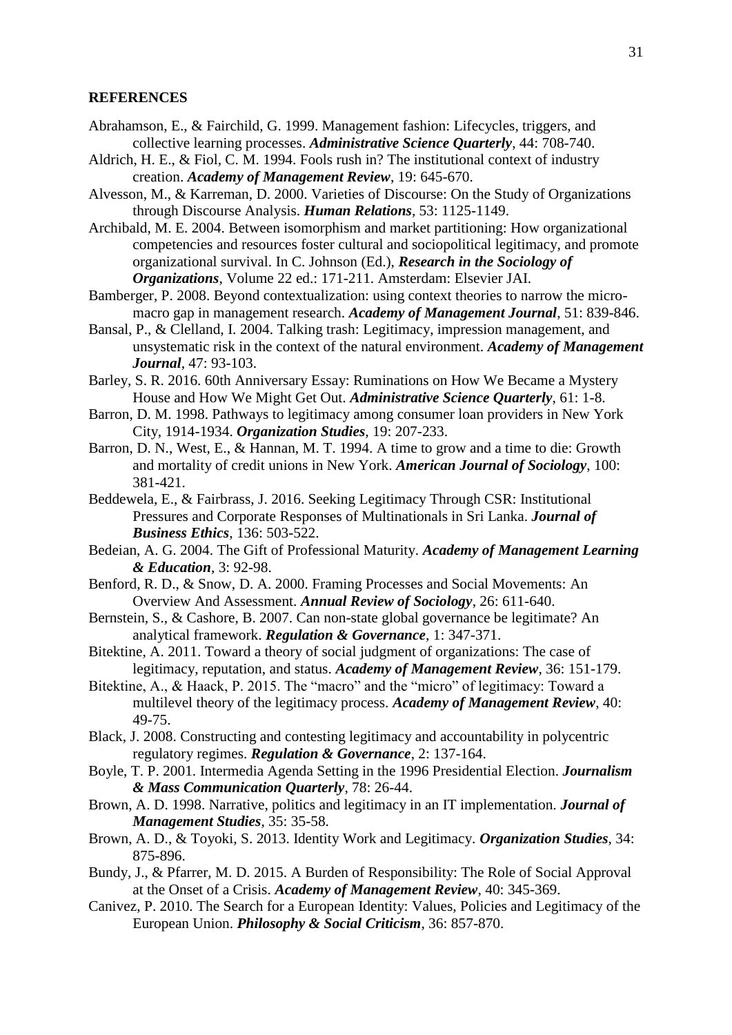## REFERENCES

Abrahamson, E., & Fairchild, G. 1999. Management fashion: Lifecycles, triggers, and collective learning processes. ***Administrative Science Quarterly***, 44: 708-740.

Aldrich, H. E., & Fiol, C. M. 1994. Fools rush in? The institutional context of industry creation. ***Academy of Management Review***, 19: 645-670.

Alvesson, M., & Karreman, D. 2000. Varieties of Discourse: On the Study of Organizations through Discourse Analysis. ***Human Relations***, 53: 1125-1149.

Archibald, M. E. 2004. Between isomorphism and market partitioning: How organizational competencies and resources foster cultural and sociopolitical legitimacy, and promote organizational survival. In C. Johnson (Ed.), ***Research in the Sociology of Organizations***, Volume 22 ed.: 171-211. Amsterdam: Elsevier JAI.

Bamberger, P. 2008. Beyond contextualization: using context theories to narrow the micro-macro gap in management research. ***Academy of Management Journal***, 51: 839-846.

Bansal, P., & Clelland, I. 2004. Talking trash: Legitimacy, impression management, and unsystematic risk in the context of the natural environment. ***Academy of Management Journal***, 47: 93-103.

Barley, S. R. 2016. 60th Anniversary Essay: Ruminations on How We Became a Mystery House and How We Might Get Out. ***Administrative Science Quarterly***, 61: 1-8.

Barron, D. M. 1998. Pathways to legitimacy among consumer loan providers in New York City, 1914-1934. ***Organization Studies***, 19: 207-233.

Barron, D. N., West, E., & Hannan, M. T. 1994. A time to grow and a time to die: Growth and mortality of credit unions in New York. ***American Journal of Sociology***, 100: 381-421.

Beddewela, E., & Fairbrass, J. 2016. Seeking Legitimacy Through CSR: Institutional Pressures and Corporate Responses of Multinationals in Sri Lanka. ***Journal of Business Ethics***, 136: 503-522.

Bedeian, A. G. 2004. The Gift of Professional Maturity. ***Academy of Management Learning & Education***, 3: 92-98.

Benford, R. D., & Snow, D. A. 2000. Framing Processes and Social Movements: An Overview And Assessment. ***Annual Review of Sociology***, 26: 611-640.

Bernstein, S., & Cashore, B. 2007. Can non-state global governance be legitimate? An analytical framework. ***Regulation & Governance***, 1: 347-371.

Bitektine, A. 2011. Toward a theory of social judgment of organizations: The case of legitimacy, reputation, and status. ***Academy of Management Review***, 36: 151-179.

Bitektine, A., & Haack, P. 2015. The "macro" and the "micro" of legitimacy: Toward a multilevel theory of the legitimacy process. ***Academy of Management Review***, 40: 49-75.

Black, J. 2008. Constructing and contesting legitimacy and accountability in polycentric regulatory regimes. ***Regulation & Governance***, 2: 137-164.

Boyle, T. P. 2001. Intermedia Agenda Setting in the 1996 Presidential Election. ***Journalism & Mass Communication Quarterly***, 78: 26-44.

Brown, A. D. 1998. Narrative, politics and legitimacy in an IT implementation. ***Journal of Management Studies***, 35: 35-58.

Brown, A. D., & Toyoki, S. 2013. Identity Work and Legitimacy. ***Organization Studies***, 34: 875-896.

Bundy, J., & Pfarrer, M. D. 2015. A Burden of Responsibility: The Role of Social Approval at the Onset of a Crisis. ***Academy of Management Review***, 40: 345-369.

Canivez, P. 2010. The Search for a European Identity: Values, Policies and Legitimacy of the European Union. ***Philosophy & Social Criticism***, 36: 857-870.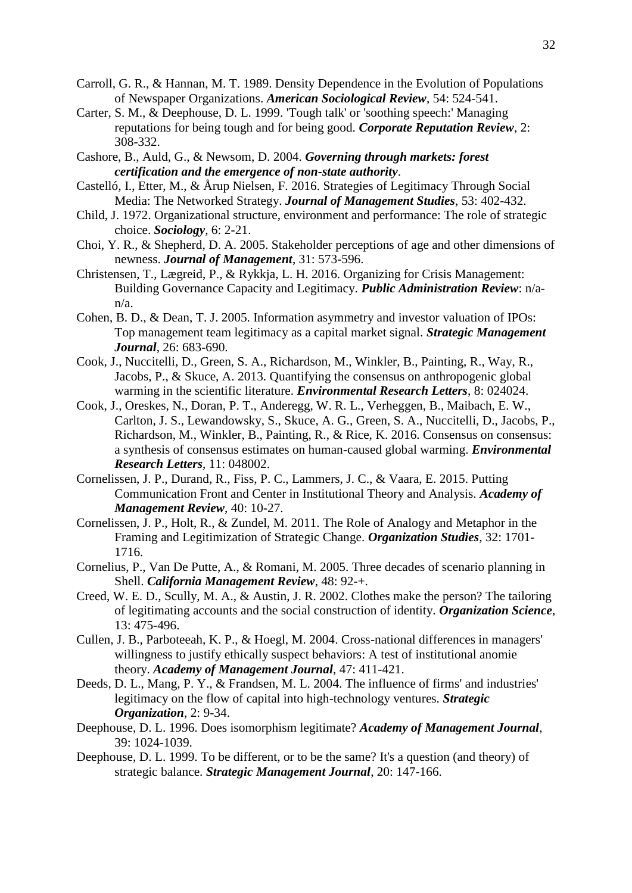Carroll, G. R., & Hannan, M. T. 1989. Density Dependence in the Evolution of Populations of Newspaper Organizations. ***American Sociological Review***, 54: 524-541.

Carter, S. M., & Deephouse, D. L. 1999. 'Tough talk' or 'soothing speech:' Managing reputations for being tough and for being good. ***Corporate Reputation Review***, 2: 308-332.

Cashore, B., Auld, G., & Newsom, D. 2004. ***Governing through markets: forest certification and the emergence of non-state authority***.

Castelló, I., Etter, M., & Årup Nielsen, F. 2016. Strategies of Legitimacy Through Social Media: The Networked Strategy. ***Journal of Management Studies***, 53: 402-432.

Child, J. 1972. Organizational structure, environment and performance: The role of strategic choice. ***Sociology***, 6: 2-21.

Choi, Y. R., & Shepherd, D. A. 2005. Stakeholder perceptions of age and other dimensions of newness. ***Journal of Management***, 31: 573-596.

Christensen, T., Lægreid, P., & Rykkja, L. H. 2016. Organizing for Crisis Management: Building Governance Capacity and Legitimacy. ***Public Administration Review***: n/a-n/a.

Cohen, B. D., & Dean, T. J. 2005. Information asymmetry and investor valuation of IPOs: Top management team legitimacy as a capital market signal. ***Strategic Management Journal***, 26: 683-690.

Cook, J., Nuccitelli, D., Green, S. A., Richardson, M., Winkler, B., Painting, R., Way, R., Jacobs, P., & Skuce, A. 2013. Quantifying the consensus on anthropogenic global warming in the scientific literature. ***Environmental Research Letters***, 8: 024024.

Cook, J., Oreskes, N., Doran, P. T., Anderegg, W. R. L., Verheggen, B., Maibach, E. W., Carlton, J. S., Lewandowsky, S., Skuce, A. G., Green, S. A., Nuccitelli, D., Jacobs, P., Richardson, M., Winkler, B., Painting, R., & Rice, K. 2016. Consensus on consensus: a synthesis of consensus estimates on human-caused global warming. ***Environmental Research Letters***, 11: 048002.

Cornelissen, J. P., Durand, R., Fiss, P. C., Lammers, J. C., & Vaara, E. 2015. Putting Communication Front and Center in Institutional Theory and Analysis. ***Academy of Management Review***, 40: 10-27.

Cornelissen, J. P., Holt, R., & Zundel, M. 2011. The Role of Analogy and Metaphor in the Framing and Legitimization of Strategic Change. ***Organization Studies***, 32: 1701-1716.

Cornelius, P., Van De Putte, A., & Romani, M. 2005. Three decades of scenario planning in Shell. ***California Management Review***, 48: 92-+.

Creed, W. E. D., Scully, M. A., & Austin, J. R. 2002. Clothes make the person? The tailoring of legitimating accounts and the social construction of identity. ***Organization Science***, 13: 475-496.

Cullen, J. B., Parboteeah, K. P., & Hoegl, M. 2004. Cross-national differences in managers' willingness to justify ethically suspect behaviors: A test of institutional anomie theory. ***Academy of Management Journal***, 47: 411-421.

Deeds, D. L., Mang, P. Y., & Frandsen, M. L. 2004. The influence of firms' and industries' legitimacy on the flow of capital into high-technology ventures. ***Strategic Organization***, 2: 9-34.

Deephouse, D. L. 1996. Does isomorphism legitimate? ***Academy of Management Journal***, 39: 1024-1039.

Deephouse, D. L. 1999. To be different, or to be the same? It's a question (and theory) of strategic balance. ***Strategic Management Journal***, 20: 147-166.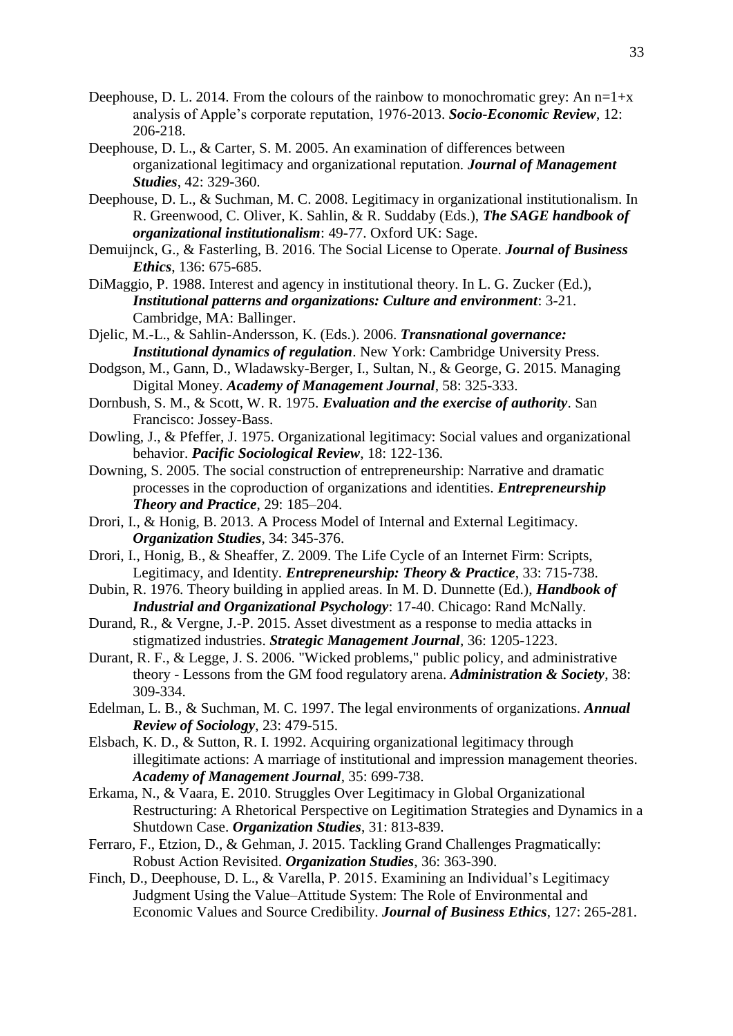Deephouse, D. L. 2014. From the colours of the rainbow to monochromatic grey: An n=1+x analysis of Apple's corporate reputation, 1976-2013. ***Socio-Economic Review***, 12: 206-218.

Deephouse, D. L., & Carter, S. M. 2005. An examination of differences between organizational legitimacy and organizational reputation. ***Journal of Management Studies***, 42: 329-360.

Deephouse, D. L., & Suchman, M. C. 2008. Legitimacy in organizational institutionalism. In R. Greenwood, C. Oliver, K. Sahlin, & R. Suddaby (Eds.), ***The SAGE handbook of organizational institutionalism***: 49-77. Oxford UK: Sage.

Demuijnck, G., & Fasterling, B. 2016. The Social License to Operate. ***Journal of Business Ethics***, 136: 675-685.

DiMaggio, P. 1988. Interest and agency in institutional theory. In L. G. Zucker (Ed.), ***Institutional patterns and organizations: Culture and environment***: 3-21. Cambridge, MA: Ballinger.

Djelic, M.-L., & Sahlin-Andersson, K. (Eds.). 2006. ***Transnational governance: Institutional dynamics of regulation***. New York: Cambridge University Press.

Dodgson, M., Gann, D., Wladawsky-Berger, I., Sultan, N., & George, G. 2015. Managing Digital Money. ***Academy of Management Journal***, 58: 325-333.

Dornbush, S. M., & Scott, W. R. 1975. ***Evaluation and the exercise of authority***. San Francisco: Jossey-Bass.

Dowling, J., & Pfeffer, J. 1975. Organizational legitimacy: Social values and organizational behavior. ***Pacific Sociological Review***, 18: 122-136.

Downing, S. 2005. The social construction of entrepreneurship: Narrative and dramatic processes in the coproduction of organizations and identities. ***Entrepreneurship Theory and Practice***, 29: 185–204.

Drori, I., & Honig, B. 2013. A Process Model of Internal and External Legitimacy. ***Organization Studies***, 34: 345-376.

Drori, I., Honig, B., & Sheaffer, Z. 2009. The Life Cycle of an Internet Firm: Scripts, Legitimacy, and Identity. ***Entrepreneurship: Theory & Practice***, 33: 715-738.

Dubin, R. 1976. Theory building in applied areas. In M. D. Dunnette (Ed.), ***Handbook of Industrial and Organizational Psychology***: 17-40. Chicago: Rand McNally.

Durand, R., & Vergne, J.-P. 2015. Asset divestment as a response to media attacks in stigmatized industries. ***Strategic Management Journal***, 36: 1205-1223.

Durant, R. F., & Legge, J. S. 2006. "Wicked problems," public policy, and administrative theory - Lessons from the GM food regulatory arena. ***Administration & Society***, 38: 309-334.

Edelman, L. B., & Suchman, M. C. 1997. The legal environments of organizations. ***Annual Review of Sociology***, 23: 479-515.

Elsbach, K. D., & Sutton, R. I. 1992. Acquiring organizational legitimacy through illegitimate actions: A marriage of institutional and impression management theories. ***Academy of Management Journal***, 35: 699-738.

Erkama, N., & Vaara, E. 2010. Struggles Over Legitimacy in Global Organizational Restructuring: A Rhetorical Perspective on Legitimation Strategies and Dynamics in a Shutdown Case. ***Organization Studies***, 31: 813-839.

Ferraro, F., Etzion, D., & Gehman, J. 2015. Tackling Grand Challenges Pragmatically: Robust Action Revisited. ***Organization Studies***, 36: 363-390.

Finch, D., Deephouse, D. L., & Varella, P. 2015. Examining an Individual's Legitimacy Judgment Using the Value–Attitude System: The Role of Environmental and Economic Values and Source Credibility. ***Journal of Business Ethics***, 127: 265-281.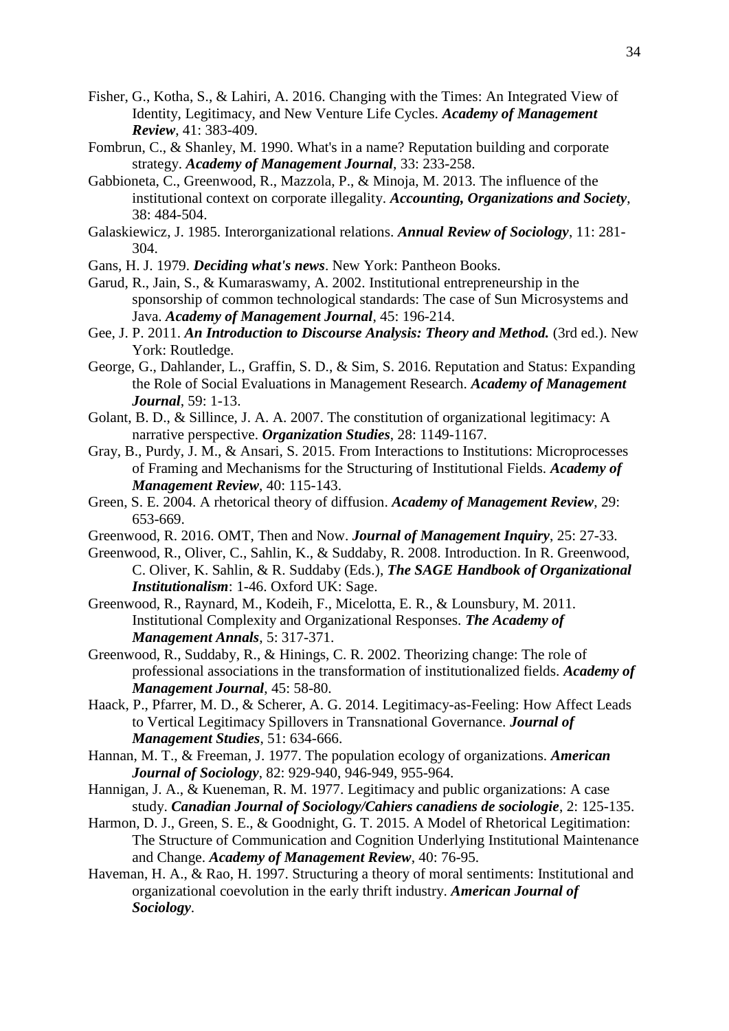Fisher, G., Kotha, S., & Lahiri, A. 2016. Changing with the Times: An Integrated View of Identity, Legitimacy, and New Venture Life Cycles. ***Academy of Management Review***, 41: 383-409.

Fombrun, C., & Shanley, M. 1990. What's in a name? Reputation building and corporate strategy. ***Academy of Management Journal***, 33: 233-258.

Gabbioneta, C., Greenwood, R., Mazzola, P., & Minoja, M. 2013. The influence of the institutional context on corporate illegality. ***Accounting, Organizations and Society***, 38: 484-504.

Galaskiewicz, J. 1985. Interorganizational relations. ***Annual Review of Sociology***, 11: 281-304.

Gans, H. J. 1979. ***Deciding what's news***. New York: Pantheon Books.

Garud, R., Jain, S., & Kumaraswamy, A. 2002. Institutional entrepreneurship in the sponsorship of common technological standards: The case of Sun Microsystems and Java. ***Academy of Management Journal***, 45: 196-214.

Gee, J. P. 2011. ***An Introduction to Discourse Analysis: Theory and Method.*** (3rd ed.). New York: Routledge.

George, G., Dahlander, L., Graffin, S. D., & Sim, S. 2016. Reputation and Status: Expanding the Role of Social Evaluations in Management Research. ***Academy of Management Journal***, 59: 1-13.

Golant, B. D., & Sillince, J. A. A. 2007. The constitution of organizational legitimacy: A narrative perspective. ***Organization Studies***, 28: 1149-1167.

Gray, B., Purdy, J. M., & Ansari, S. 2015. From Interactions to Institutions: Microprocesses of Framing and Mechanisms for the Structuring of Institutional Fields. ***Academy of Management Review***, 40: 115-143.

Green, S. E. 2004. A rhetorical theory of diffusion. ***Academy of Management Review***, 29: 653-669.

Greenwood, R. 2016. OMT, Then and Now. ***Journal of Management Inquiry***, 25: 27-33.

Greenwood, R., Oliver, C., Sahlin, K., & Suddaby, R. 2008. Introduction. In R. Greenwood, C. Oliver, K. Sahlin, & R. Suddaby (Eds.), ***The SAGE Handbook of Organizational Institutionalism***: 1-46. Oxford UK: Sage.

Greenwood, R., Raynard, M., Kodeih, F., Micelotta, E. R., & Lounsbury, M. 2011. Institutional Complexity and Organizational Responses. ***The Academy of Management Annals***, 5: 317-371.

Greenwood, R., Suddaby, R., & Hinings, C. R. 2002. Theorizing change: The role of professional associations in the transformation of institutionalized fields. ***Academy of Management Journal***, 45: 58-80.

Haack, P., Pfarrer, M. D., & Scherer, A. G. 2014. Legitimacy-as-Feeling: How Affect Leads to Vertical Legitimacy Spillovers in Transnational Governance. ***Journal of Management Studies***, 51: 634-666.

Hannan, M. T., & Freeman, J. 1977. The population ecology of organizations. ***American Journal of Sociology***, 82: 929-940, 946-949, 955-964.

Hannigan, J. A., & Kueneman, R. M. 1977. Legitimacy and public organizations: A case study. ***Canadian Journal of Sociology/Cahiers canadiens de sociologie***, 2: 125-135.

Harmon, D. J., Green, S. E., & Goodnight, G. T. 2015. A Model of Rhetorical Legitimation: The Structure of Communication and Cognition Underlying Institutional Maintenance and Change. ***Academy of Management Review***, 40: 76-95.

Haveman, H. A., & Rao, H. 1997. Structuring a theory of moral sentiments: Institutional and organizational coevolution in the early thrift industry. ***American Journal of Sociology***.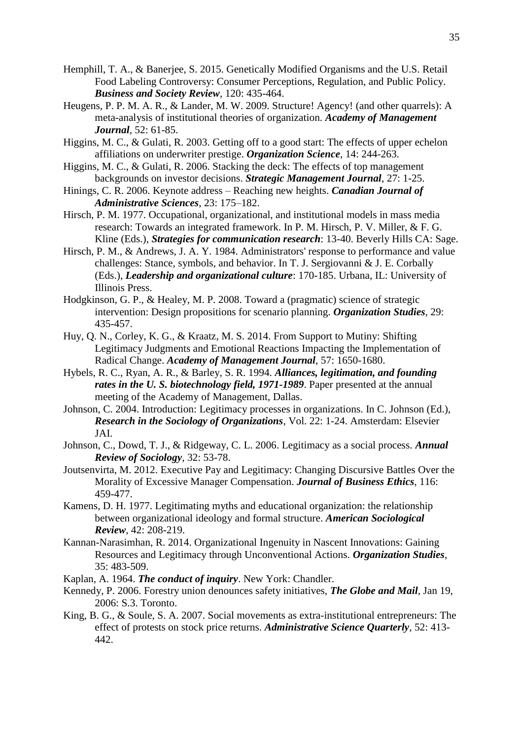Hemphill, T. A., & Banerjee, S. 2015. Genetically Modified Organisms and the U.S. Retail Food Labeling Controversy: Consumer Perceptions, Regulation, and Public Policy. ***Business and Society Review***, 120: 435-464.

Heugens, P. P. M. A. R., & Lander, M. W. 2009. Structure! Agency! (and other quarrels): A meta-analysis of institutional theories of organization. ***Academy of Management Journal***, 52: 61-85.

Higgins, M. C., & Gulati, R. 2003. Getting off to a good start: The effects of upper echelon affiliations on underwriter prestige. ***Organization Science***, 14: 244-263.

Higgins, M. C., & Gulati, R. 2006. Stacking the deck: The effects of top management backgrounds on investor decisions. ***Strategic Management Journal***, 27: 1-25.

Hinings, C. R. 2006. Keynote address – Reaching new heights. ***Canadian Journal of Administrative Sciences***, 23: 175–182.

Hirsch, P. M. 1977. Occupational, organizational, and institutional models in mass media research: Towards an integrated framework. In P. M. Hirsch, P. V. Miller, & F. G. Kline (Eds.), ***Strategies for communication research***: 13-40. Beverly Hills CA: Sage.

Hirsch, P. M., & Andrews, J. A. Y. 1984. Administrators' response to performance and value challenges: Stance, symbols, and behavior. In T. J. Sergiovanni & J. E. Corbally (Eds.), ***Leadership and organizational culture***: 170-185. Urbana, IL: University of Illinois Press.

Hodgkinson, G. P., & Healey, M. P. 2008. Toward a (pragmatic) science of strategic intervention: Design propositions for scenario planning. ***Organization Studies***, 29: 435-457.

Huy, Q. N., Corley, K. G., & Kraatz, M. S. 2014. From Support to Mutiny: Shifting Legitimacy Judgments and Emotional Reactions Impacting the Implementation of Radical Change. ***Academy of Management Journal***, 57: 1650-1680.

Hybels, R. C., Ryan, A. R., & Barley, S. R. 1994. ***Alliances, legitimation, and founding rates in the U. S. biotechnology field, 1971-1989***. Paper presented at the annual meeting of the Academy of Management, Dallas.

Johnson, C. 2004. Introduction: Legitimacy processes in organizations. In C. Johnson (Ed.), ***Research in the Sociology of Organizations***, Vol. 22: 1-24. Amsterdam: Elsevier JAI.

Johnson, C., Dowd, T. J., & Ridgeway, C. L. 2006. Legitimacy as a social process. ***Annual Review of Sociology***, 32: 53-78.

Joutsenvirta, M. 2012. Executive Pay and Legitimacy: Changing Discursive Battles Over the Morality of Excessive Manager Compensation. ***Journal of Business Ethics***, 116: 459-477.

Kamens, D. H. 1977. Legitimating myths and educational organization: the relationship between organizational ideology and formal structure. ***American Sociological Review***, 42: 208-219.

Kannan-Narasimhan, R. 2014. Organizational Ingenuity in Nascent Innovations: Gaining Resources and Legitimacy through Unconventional Actions. ***Organization Studies***, 35: 483-509.

Kaplan, A. 1964. ***The conduct of inquiry***. New York: Chandler.

Kennedy, P. 2006. Forestry union denounces safety initiatives, ***The Globe and Mail***, Jan 19, 2006: S.3. Toronto.

King, B. G., & Soule, S. A. 2007. Social movements as extra-institutional entrepreneurs: The effect of protests on stock price returns. ***Administrative Science Quarterly***, 52: 413-442.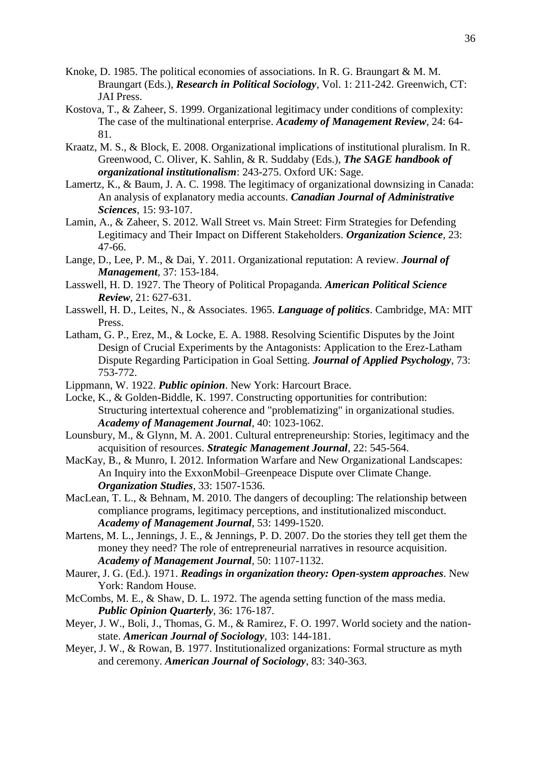Knoke, D. 1985. The political economies of associations. In R. G. Braungart & M. M. Braungart (Eds.), ***Research in Political Sociology***, Vol. 1: 211-242. Greenwich, CT: JAI Press.

Kostova, T., & Zaheer, S. 1999. Organizational legitimacy under conditions of complexity: The case of the multinational enterprise. ***Academy of Management Review***, 24: 64-81.

Kraatz, M. S., & Block, E. 2008. Organizational implications of institutional pluralism. In R. Greenwood, C. Oliver, K. Sahlin, & R. Suddaby (Eds.), ***The SAGE handbook of organizational institutionalism***: 243-275. Oxford UK: Sage.

Lamertz, K., & Baum, J. A. C. 1998. The legitimacy of organizational downsizing in Canada: An analysis of explanatory media accounts. ***Canadian Journal of Administrative Sciences***, 15: 93-107.

Lamin, A., & Zaheer, S. 2012. Wall Street vs. Main Street: Firm Strategies for Defending Legitimacy and Their Impact on Different Stakeholders. ***Organization Science***, 23: 47-66.

Lange, D., Lee, P. M., & Dai, Y. 2011. Organizational reputation: A review. ***Journal of Management***, 37: 153-184.

Lasswell, H. D. 1927. The Theory of Political Propaganda. ***American Political Science Review***, 21: 627-631.

Lasswell, H. D., Leites, N., & Associates. 1965. ***Language of politics***. Cambridge, MA: MIT Press.

Latham, G. P., Erez, M., & Locke, E. A. 1988. Resolving Scientific Disputes by the Joint Design of Crucial Experiments by the Antagonists: Application to the Erez-Latham Dispute Regarding Participation in Goal Setting. ***Journal of Applied Psychology***, 73: 753-772.

Lippmann, W. 1922. ***Public opinion***. New York: Harcourt Brace.

Locke, K., & Golden-Biddle, K. 1997. Constructing opportunities for contribution: Structuring intertextual coherence and "problematizing" in organizational studies. ***Academy of Management Journal***, 40: 1023-1062.

Lounsbury, M., & Glynn, M. A. 2001. Cultural entrepreneurship: Stories, legitimacy and the acquisition of resources. ***Strategic Management Journal***, 22: 545-564.

MacKay, B., & Munro, I. 2012. Information Warfare and New Organizational Landscapes: An Inquiry into the ExxonMobil–Greenpeace Dispute over Climate Change. ***Organization Studies***, 33: 1507-1536.

MacLean, T. L., & Behnam, M. 2010. The dangers of decoupling: The relationship between compliance programs, legitimacy perceptions, and institutionalized misconduct. ***Academy of Management Journal***, 53: 1499-1520.

Martens, M. L., Jennings, J. E., & Jennings, P. D. 2007. Do the stories they tell get them the money they need? The role of entrepreneurial narratives in resource acquisition. ***Academy of Management Journal***, 50: 1107-1132.

Maurer, J. G. (Ed.). 1971. ***Readings in organization theory: Open-system approaches***. New York: Random House.

McCombs, M. E., & Shaw, D. L. 1972. The agenda setting function of the mass media. ***Public Opinion Quarterly***, 36: 176-187.

Meyer, J. W., Boli, J., Thomas, G. M., & Ramirez, F. O. 1997. World society and the nation-state. ***American Journal of Sociology***, 103: 144-181.

Meyer, J. W., & Rowan, B. 1977. Institutionalized organizations: Formal structure as myth and ceremony. ***American Journal of Sociology***, 83: 340-363.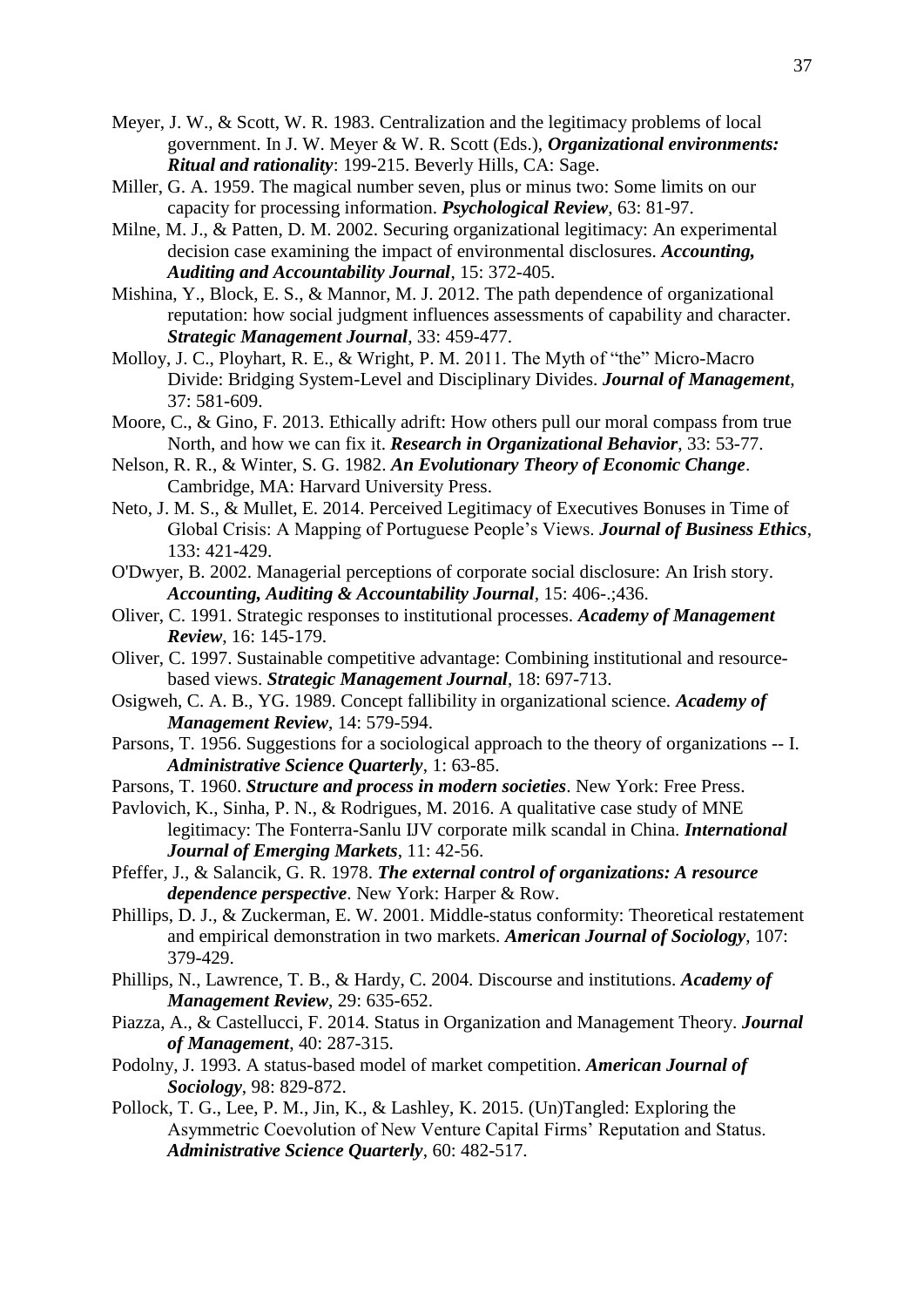Meyer, J. W., & Scott, W. R. 1983. Centralization and the legitimacy problems of local government. In J. W. Meyer & W. R. Scott (Eds.), ***Organizational environments: Ritual and rationality***: 199-215. Beverly Hills, CA: Sage.

Miller, G. A. 1959. The magical number seven, plus or minus two: Some limits on our capacity for processing information. ***Psychological Review***, 63: 81-97.

Milne, M. J., & Patten, D. M. 2002. Securing organizational legitimacy: An experimental decision case examining the impact of environmental disclosures. ***Accounting, Auditing and Accountability Journal***, 15: 372-405.

Mishina, Y., Block, E. S., & Mannor, M. J. 2012. The path dependence of organizational reputation: how social judgment influences assessments of capability and character. ***Strategic Management Journal***, 33: 459-477.

Molloy, J. C., Ployhart, R. E., & Wright, P. M. 2011. The Myth of "the" Micro-Macro Divide: Bridging System-Level and Disciplinary Divides. ***Journal of Management***, 37: 581-609.

Moore, C., & Gino, F. 2013. Ethically adrift: How others pull our moral compass from true North, and how we can fix it. ***Research in Organizational Behavior***, 33: 53-77.

Nelson, R. R., & Winter, S. G. 1982. ***An Evolutionary Theory of Economic Change***. Cambridge, MA: Harvard University Press.

Neto, J. M. S., & Mullet, E. 2014. Perceived Legitimacy of Executives Bonuses in Time of Global Crisis: A Mapping of Portuguese People's Views. ***Journal of Business Ethics***, 133: 421-429.

O'Dwyer, B. 2002. Managerial perceptions of corporate social disclosure: An Irish story. ***Accounting, Auditing & Accountability Journal***, 15: 406-.;436.

Oliver, C. 1991. Strategic responses to institutional processes. ***Academy of Management Review***, 16: 145-179.

Oliver, C. 1997. Sustainable competitive advantage: Combining institutional and resource-based views. ***Strategic Management Journal***, 18: 697-713.

Osigweh, C. A. B., YG. 1989. Concept fallibility in organizational science. ***Academy of Management Review***, 14: 579-594.

Parsons, T. 1956. Suggestions for a sociological approach to the theory of organizations -- I. ***Administrative Science Quarterly***, 1: 63-85.

Parsons, T. 1960. ***Structure and process in modern societies***. New York: Free Press.

Pavlovich, K., Sinha, P. N., & Rodrigues, M. 2016. A qualitative case study of MNE legitimacy: The Fonterra-Sanlu IJV corporate milk scandal in China. ***International Journal of Emerging Markets***, 11: 42-56.

Pfeffer, J., & Salancik, G. R. 1978. ***The external control of organizations: A resource dependence perspective***. New York: Harper & Row.

Phillips, D. J., & Zuckerman, E. W. 2001. Middle-status conformity: Theoretical restatement and empirical demonstration in two markets. ***American Journal of Sociology***, 107: 379-429.

Phillips, N., Lawrence, T. B., & Hardy, C. 2004. Discourse and institutions. ***Academy of Management Review***, 29: 635-652.

Piazza, A., & Castellucci, F. 2014. Status in Organization and Management Theory. ***Journal of Management***, 40: 287-315.

Podolny, J. 1993. A status-based model of market competition. ***American Journal of Sociology***, 98: 829-872.

Pollock, T. G., Lee, P. M., Jin, K., & Lashley, K. 2015. (Un)Tangled: Exploring the Asymmetric Coevolution of New Venture Capital Firms' Reputation and Status. ***Administrative Science Quarterly***, 60: 482-517.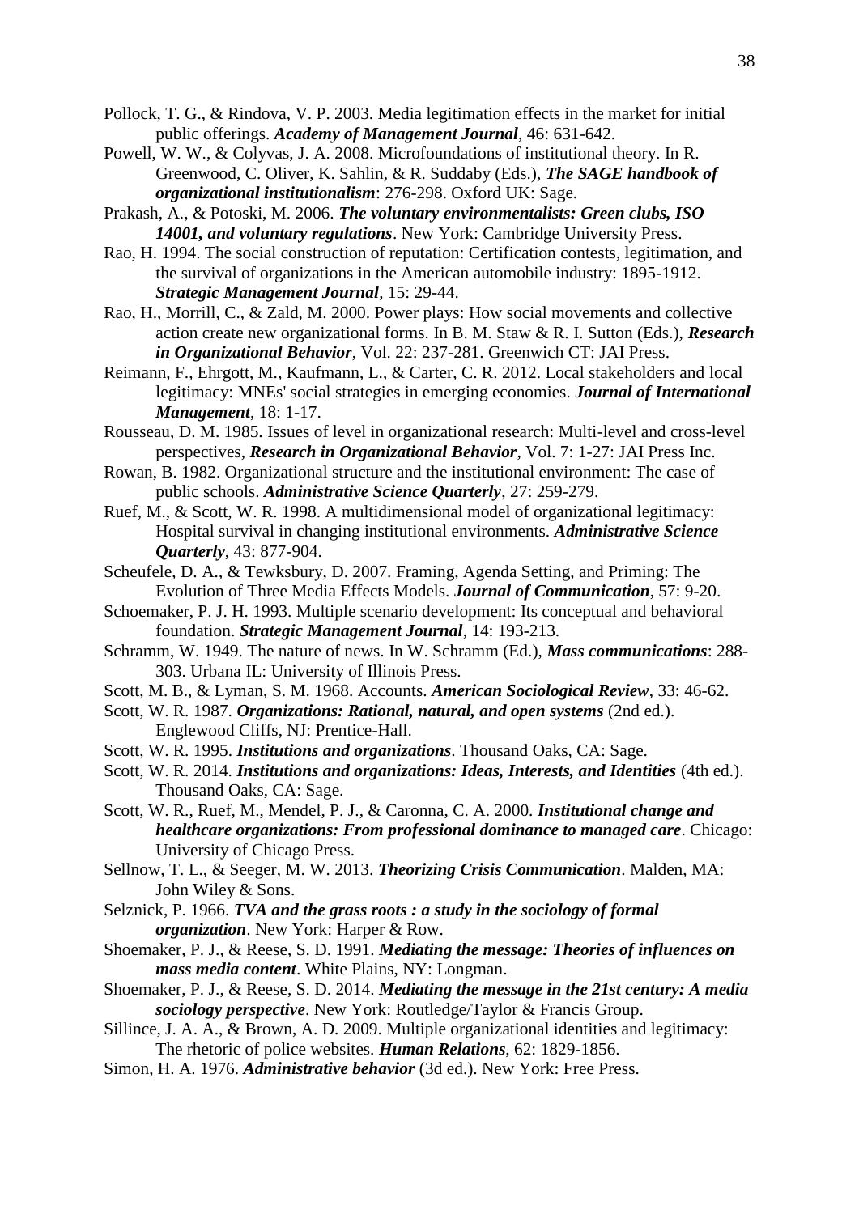Pollock, T. G., & Rindova, V. P. 2003. Media legitimation effects in the market for initial public offerings. ***Academy of Management Journal***, 46: 631-642.

Powell, W. W., & Colyvas, J. A. 2008. Microfoundations of institutional theory. In R. Greenwood, C. Oliver, K. Sahlin, & R. Suddaby (Eds.), ***The SAGE handbook of organizational institutionalism***: 276-298. Oxford UK: Sage.

Prakash, A., & Potoski, M. 2006. ***The voluntary environmentalists: Green clubs, ISO 14001, and voluntary regulations***. New York: Cambridge University Press.

Rao, H. 1994. The social construction of reputation: Certification contests, legitimation, and the survival of organizations in the American automobile industry: 1895-1912. ***Strategic Management Journal***, 15: 29-44.

Rao, H., Morrill, C., & Zald, M. 2000. Power plays: How social movements and collective action create new organizational forms. In B. M. Staw & R. I. Sutton (Eds.), ***Research in Organizational Behavior***, Vol. 22: 237-281. Greenwich CT: JAI Press.

Reimann, F., Ehrgott, M., Kaufmann, L., & Carter, C. R. 2012. Local stakeholders and local legitimacy: MNEs' social strategies in emerging economies. ***Journal of International Management***, 18: 1-17.

Rousseau, D. M. 1985. Issues of level in organizational research: Multi-level and cross-level perspectives, ***Research in Organizational Behavior***, Vol. 7: 1-27: JAI Press Inc.

Rowan, B. 1982. Organizational structure and the institutional environment: The case of public schools. ***Administrative Science Quarterly***, 27: 259-279.

Ruef, M., & Scott, W. R. 1998. A multidimensional model of organizational legitimacy: Hospital survival in changing institutional environments. ***Administrative Science Quarterly***, 43: 877-904.

Scheufele, D. A., & Tewksbury, D. 2007. Framing, Agenda Setting, and Priming: The Evolution of Three Media Effects Models. ***Journal of Communication***, 57: 9-20.

Schoemaker, P. J. H. 1993. Multiple scenario development: Its conceptual and behavioral foundation. ***Strategic Management Journal***, 14: 193-213.

Schramm, W. 1949. The nature of news. In W. Schramm (Ed.), ***Mass communications***: 288-303. Urbana IL: University of Illinois Press.

Scott, M. B., & Lyman, S. M. 1968. Accounts. ***American Sociological Review***, 33: 46-62.

Scott, W. R. 1987. ***Organizations: Rational, natural, and open systems*** (2nd ed.). Englewood Cliffs, NJ: Prentice-Hall.

Scott, W. R. 1995. ***Institutions and organizations***. Thousand Oaks, CA: Sage.

Scott, W. R. 2014. ***Institutions and organizations: Ideas, Interests, and Identities*** (4th ed.). Thousand Oaks, CA: Sage.

Scott, W. R., Ruef, M., Mendel, P. J., & Caronna, C. A. 2000. ***Institutional change and healthcare organizations: From professional dominance to managed care***. Chicago: University of Chicago Press.

Sellnow, T. L., & Seeger, M. W. 2013. ***Theorizing Crisis Communication***. Malden, MA: John Wiley & Sons.

Selznick, P. 1966. ***TVA and the grass roots : a study in the sociology of formal organization***. New York: Harper & Row.

Shoemaker, P. J., & Reese, S. D. 1991. ***Mediating the message: Theories of influences on mass media content***. White Plains, NY: Longman.

Shoemaker, P. J., & Reese, S. D. 2014. ***Mediating the message in the 21st century: A media sociology perspective***. New York: Routledge/Taylor & Francis Group.

Sillince, J. A. A., & Brown, A. D. 2009. Multiple organizational identities and legitimacy: The rhetoric of police websites. ***Human Relations***, 62: 1829-1856.

Simon, H. A. 1976. ***Administrative behavior*** (3d ed.). New York: Free Press.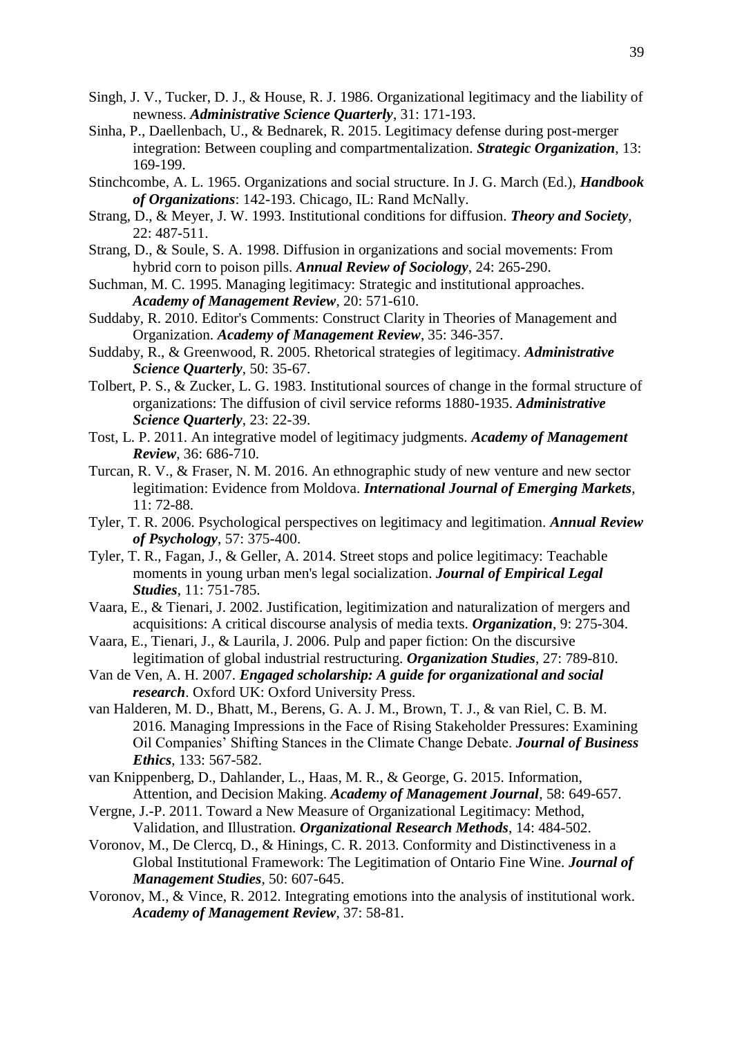Singh, J. V., Tucker, D. J., & House, R. J. 1986. Organizational legitimacy and the liability of newness. ***Administrative Science Quarterly***, 31: 171-193.

Sinha, P., Daellenbach, U., & Bednarek, R. 2015. Legitimacy defense during post-merger integration: Between coupling and compartmentalization. ***Strategic Organization***, 13: 169-199.

Stinchcombe, A. L. 1965. Organizations and social structure. In J. G. March (Ed.), ***Handbook of Organizations***: 142-193. Chicago, IL: Rand McNally.

Strang, D., & Meyer, J. W. 1993. Institutional conditions for diffusion. ***Theory and Society***, 22: 487-511.

Strang, D., & Soule, S. A. 1998. Diffusion in organizations and social movements: From hybrid corn to poison pills. ***Annual Review of Sociology***, 24: 265-290.

Suchman, M. C. 1995. Managing legitimacy: Strategic and institutional approaches. ***Academy of Management Review***, 20: 571-610.

Suddaby, R. 2010. Editor's Comments: Construct Clarity in Theories of Management and Organization. ***Academy of Management Review***, 35: 346-357.

Suddaby, R., & Greenwood, R. 2005. Rhetorical strategies of legitimacy. ***Administrative Science Quarterly***, 50: 35-67.

Tolbert, P. S., & Zucker, L. G. 1983. Institutional sources of change in the formal structure of organizations: The diffusion of civil service reforms 1880-1935. ***Administrative Science Quarterly***, 23: 22-39.

Tost, L. P. 2011. An integrative model of legitimacy judgments. ***Academy of Management Review***, 36: 686-710.

Turcan, R. V., & Fraser, N. M. 2016. An ethnographic study of new venture and new sector legitimation: Evidence from Moldova. ***International Journal of Emerging Markets***, 11: 72-88.

Tyler, T. R. 2006. Psychological perspectives on legitimacy and legitimation. ***Annual Review of Psychology***, 57: 375-400.

Tyler, T. R., Fagan, J., & Geller, A. 2014. Street stops and police legitimacy: Teachable moments in young urban men's legal socialization. ***Journal of Empirical Legal Studies***, 11: 751-785.

Vaara, E., & Tienari, J. 2002. Justification, legitimization and naturalization of mergers and acquisitions: A critical discourse analysis of media texts. ***Organization***, 9: 275-304.

Vaara, E., Tienari, J., & Laurila, J. 2006. Pulp and paper fiction: On the discursive legitimation of global industrial restructuring. ***Organization Studies***, 27: 789-810.

Van de Ven, A. H. 2007. ***Engaged scholarship: A guide for organizational and social research***. Oxford UK: Oxford University Press.

van Halderen, M. D., Bhatt, M., Berens, G. A. J. M., Brown, T. J., & van Riel, C. B. M. 2016. Managing Impressions in the Face of Rising Stakeholder Pressures: Examining Oil Companies' Shifting Stances in the Climate Change Debate. ***Journal of Business Ethics***, 133: 567-582.

van Knippenberg, D., Dahlander, L., Haas, M. R., & George, G. 2015. Information, Attention, and Decision Making. ***Academy of Management Journal***, 58: 649-657.

Vergne, J.-P. 2011. Toward a New Measure of Organizational Legitimacy: Method, Validation, and Illustration. ***Organizational Research Methods***, 14: 484-502.

Voronov, M., De Clercq, D., & Hinings, C. R. 2013. Conformity and Distinctiveness in a Global Institutional Framework: The Legitimation of Ontario Fine Wine. ***Journal of Management Studies***, 50: 607-645.

Voronov, M., & Vince, R. 2012. Integrating emotions into the analysis of institutional work. ***Academy of Management Review***, 37: 58-81.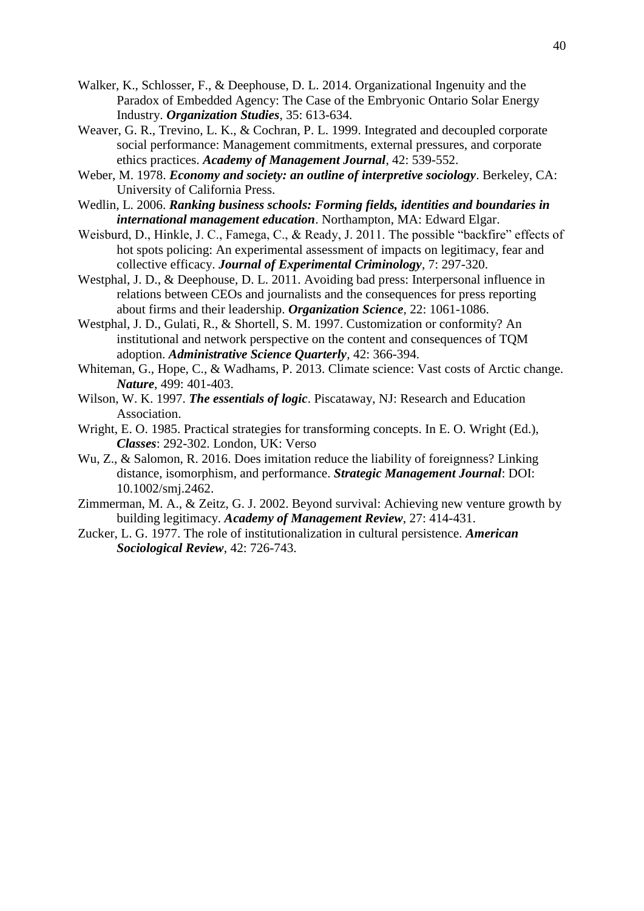Walker, K., Schlosser, F., & Deephouse, D. L. 2014. Organizational Ingenuity and the Paradox of Embedded Agency: The Case of the Embryonic Ontario Solar Energy Industry. ***Organization Studies***, 35: 613-634.

Weaver, G. R., Trevino, L. K., & Cochran, P. L. 1999. Integrated and decoupled corporate social performance: Management commitments, external pressures, and corporate ethics practices. ***Academy of Management Journal***, 42: 539-552.

Weber, M. 1978. ***Economy and society: an outline of interpretive sociology***. Berkeley, CA: University of California Press.

Wedlin, L. 2006. ***Ranking business schools: Forming fields, identities and boundaries in international management education***. Northampton, MA: Edward Elgar.

Weisburd, D., Hinkle, J. C., Famega, C., & Ready, J. 2011. The possible "backfire" effects of hot spots policing: An experimental assessment of impacts on legitimacy, fear and collective efficacy. ***Journal of Experimental Criminology***, 7: 297-320.

Westphal, J. D., & Deephouse, D. L. 2011. Avoiding bad press: Interpersonal influence in relations between CEOs and journalists and the consequences for press reporting about firms and their leadership. ***Organization Science***, 22: 1061-1086.

Westphal, J. D., Gulati, R., & Shortell, S. M. 1997. Customization or conformity? An institutional and network perspective on the content and consequences of TQM adoption. ***Administrative Science Quarterly***, 42: 366-394.

Whiteman, G., Hope, C., & Wadhams, P. 2013. Climate science: Vast costs of Arctic change. ***Nature***, 499: 401-403.

Wilson, W. K. 1997. ***The essentials of logic***. Piscataway, NJ: Research and Education Association.

Wright, E. O. 1985. Practical strategies for transforming concepts. In E. O. Wright (Ed.), ***Classes***: 292-302. London, UK: Verso

Wu, Z., & Salomon, R. 2016. Does imitation reduce the liability of foreignness? Linking distance, isomorphism, and performance. ***Strategic Management Journal***: DOI: 10.1002/smj.2462.

Zimmerman, M. A., & Zeitz, G. J. 2002. Beyond survival: Achieving new venture growth by building legitimacy. ***Academy of Management Review***, 27: 414-431.

Zucker, L. G. 1977. The role of institutionalization in cultural persistence. ***American Sociological Review***, 42: 726-743.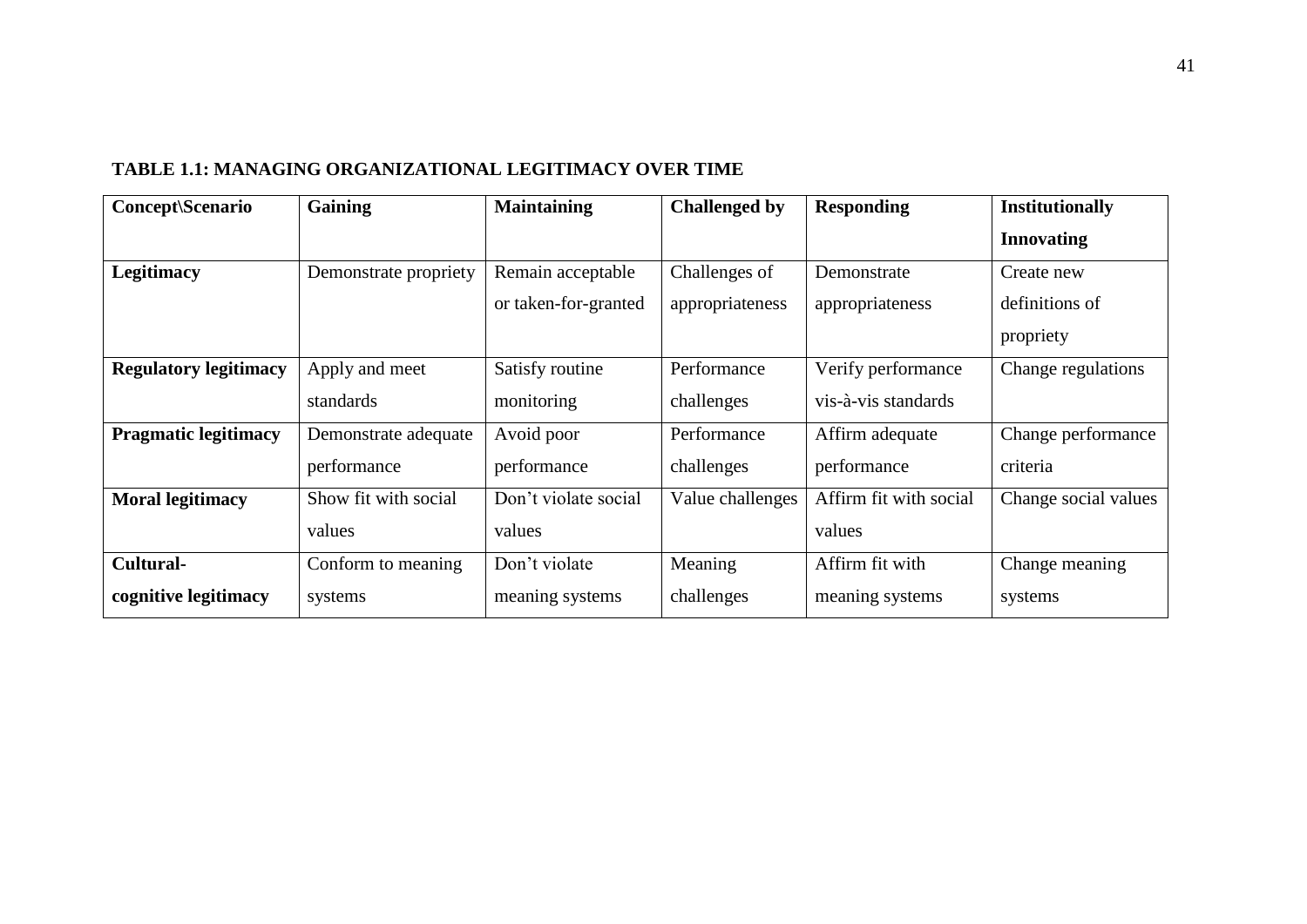**TABLE 1.1: MANAGING ORGANIZATIONAL LEGITIMACY OVER TIME**

| Concept\Scenario | Gaining | Maintaining | Challenged by | Responding | Institutionally Innovating |
|---|---|---|---|---|---|
| **Legitimacy** | Demonstrate propriety | Remain acceptable or taken-for-granted | Challenges of appropriateness | Demonstrate appropriateness | Create new definitions of propriety |
| **Regulatory legitimacy** | Apply and meet standards | Satisfy routine monitoring | Performance challenges | Verify performance vis-à-vis standards | Change regulations |
| **Pragmatic legitimacy** | Demonstrate adequate performance | Avoid poor performance | Performance challenges | Affirm adequate performance | Change performance criteria |
| **Moral legitimacy** | Show fit with social values | Don't violate social values | Value challenges | Affirm fit with social values | Change social values |
| **Cultural-cognitive legitimacy** | Conform to meaning systems | Don't violate meaning systems | Meaning challenges | Affirm fit with meaning systems | Change meaning systems |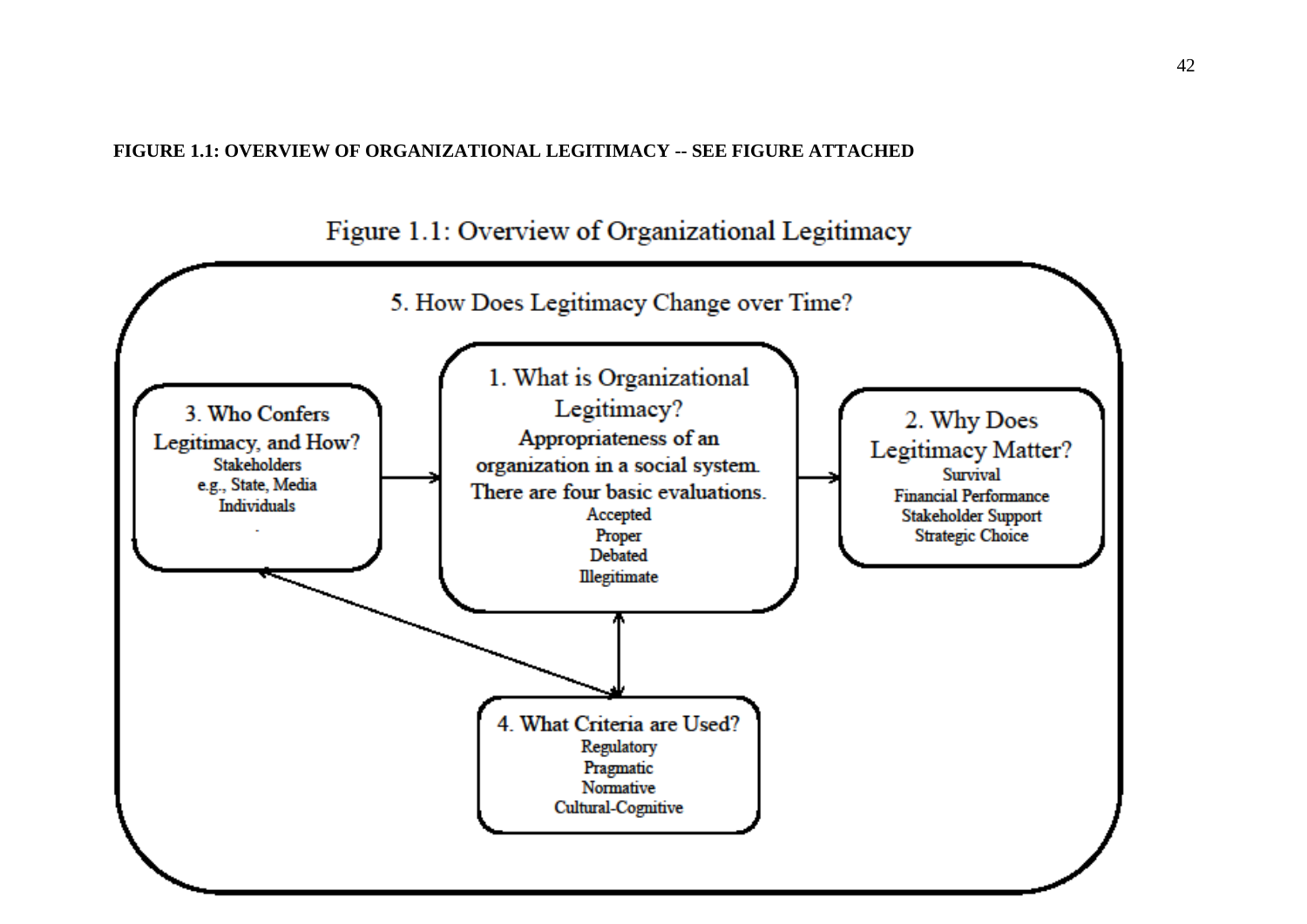**FIGURE 1.1: OVERVIEW OF ORGANIZATIONAL LEGITIMACY -- SEE FIGURE ATTACHED**

Figure 1.1: Overview of Organizational Legitimacy

5. How Does Legitimacy Change over Time?

1. What is Organizational Legitimacy?
Appropriateness of an organization in a social system. There are four basic evaluations.
Accepted
Proper
Debated
Illegitimate

2. Why Does Legitimacy Matter?
Survival
Financial Performance
Stakeholder Support
Strategic Choice

3. Who Confers Legitimacy, and How?
Stakeholders
e.g., State, Media
Individuals

4. What Criteria are Used?
Regulatory
Pragmatic
Normative
Cultural-Cognitive